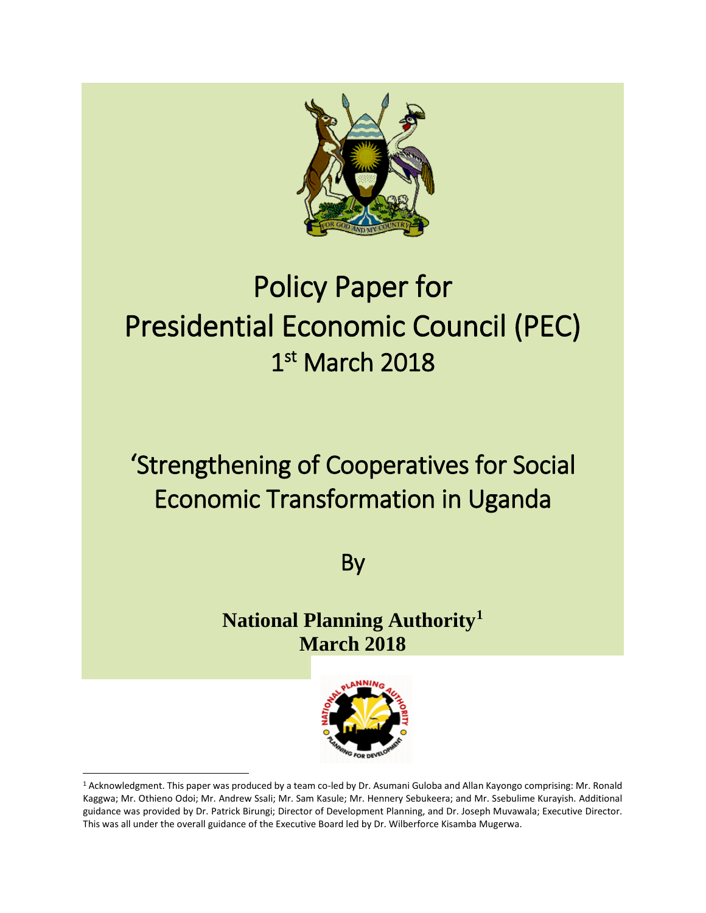# Policy Paper for Presidential Economic Council (PEC)

## 1st March 2018

# 'Strengthening of Cooperatives for Social Economic Transformation in Uganda

By

**National Planning Authority[1]**
**March 2018**

[1] Acknowledgment. This paper was produced by a team co-led by Dr. Asumani Guloba and Allan Kayongo comprising: Mr. Ronald Kaggwa; Mr. Othieno Odoi; Mr. Andrew Ssali; Mr. Sam Kasule; Mr. Hennery Sebukeera; and Mr. Ssebulime Kurayish. Additional guidance was provided by Dr. Patrick Birungi; Director of Development Planning, and Dr. Joseph Muvawala; Executive Director. This was all under the overall guidance of the Executive Board led by Dr. Wilberforce Kisamba Mugerwa.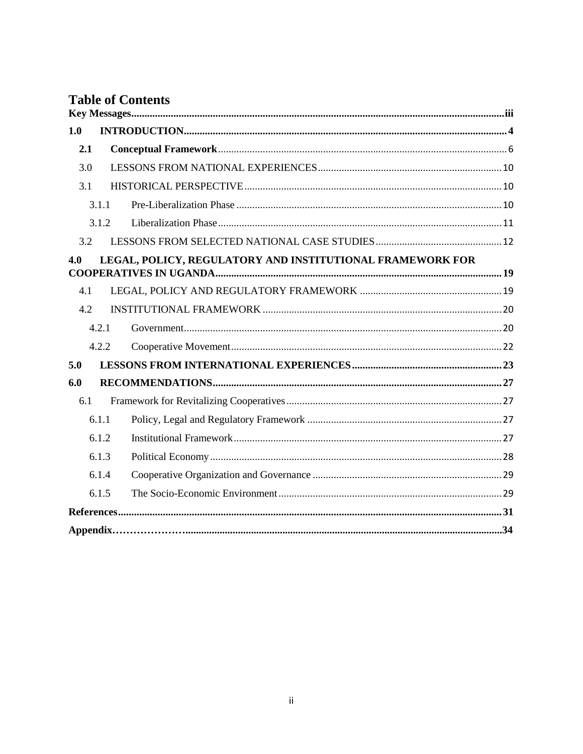# Table of Contents

**Key Messages** ........ iii

**1.0 INTRODUCTION** ........ 4

**2.1 Conceptual Framework** ........ 6

3.0 LESSONS FROM NATIONAL EXPERIENCES ........ 10

3.1 HISTORICAL PERSPECTIVE ........ 10

3.1.1 Pre-Liberalization Phase ........ 10

3.1.2 Liberalization Phase ........ 11

3.2 LESSONS FROM SELECTED NATIONAL CASE STUDIES ........ 12

**4.0 LEGAL, POLICY, REGULATORY AND INSTITUTIONAL FRAMEWORK FOR COOPERATIVES IN UGANDA** ........ 19

4.1 LEGAL, POLICY AND REGULATORY FRAMEWORK ........ 19

4.2 INSTITUTIONAL FRAMEWORK ........ 20

4.2.1 Government ........ 20

4.2.2 Cooperative Movement ........ 22

**5.0 LESSONS FROM INTERNATIONAL EXPERIENCES** ........ 23

**6.0 RECOMMENDATIONS** ........ 27

6.1 Framework for Revitalizing Cooperatives ........ 27

6.1.1 Policy, Legal and Regulatory Framework ........ 27

6.1.2 Institutional Framework ........ 27

6.1.3 Political Economy ........ 28

6.1.4 Cooperative Organization and Governance ........ 29

6.1.5 The Socio-Economic Environment ........ 29

**References** ........ 31

**Appendix** ........ 34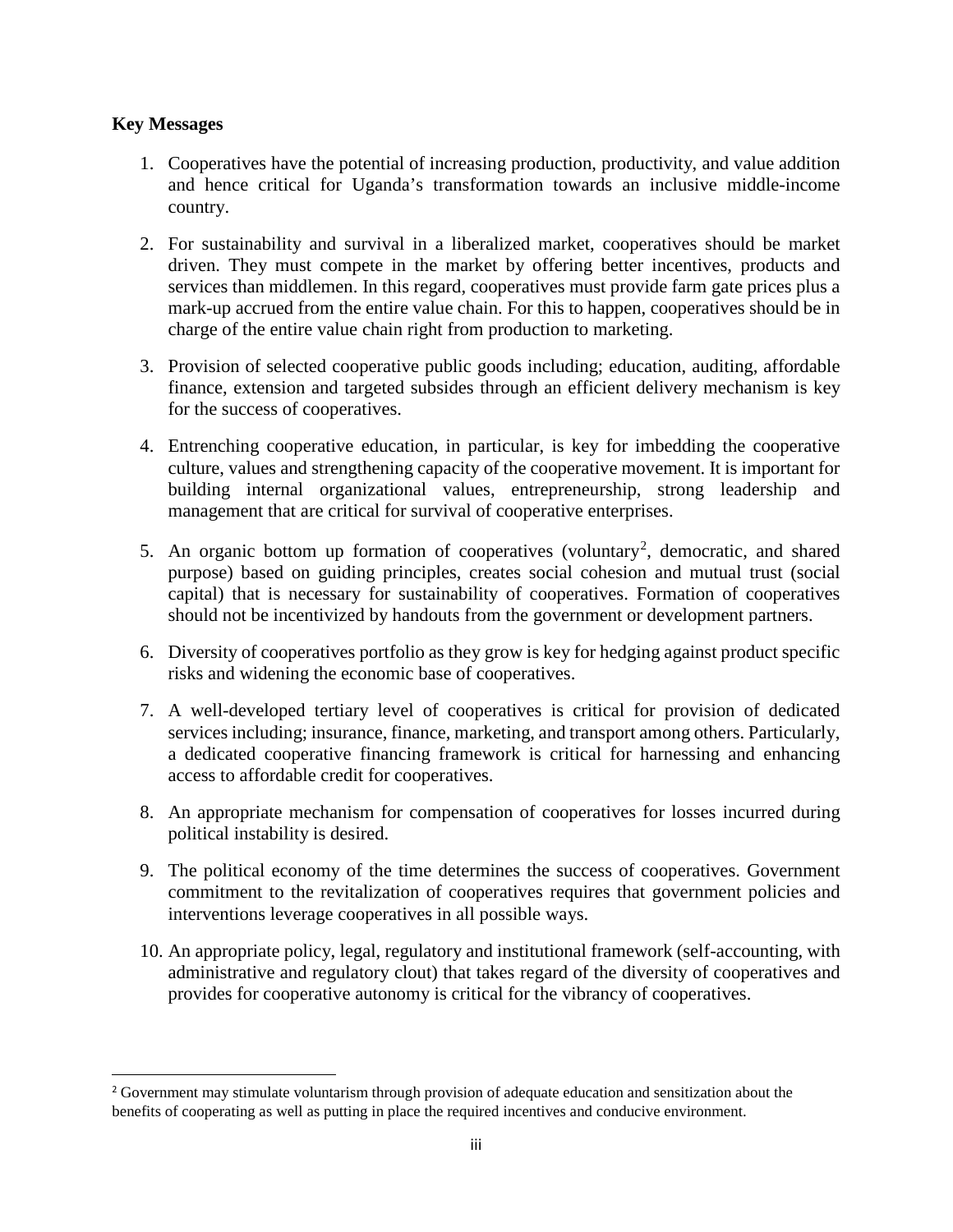**Key Messages**

1. Cooperatives have the potential of increasing production, productivity, and value addition and hence critical for Uganda's transformation towards an inclusive middle-income country.

2. For sustainability and survival in a liberalized market, cooperatives should be market driven. They must compete in the market by offering better incentives, products and services than middlemen. In this regard, cooperatives must provide farm gate prices plus a mark-up accrued from the entire value chain. For this to happen, cooperatives should be in charge of the entire value chain right from production to marketing.

3. Provision of selected cooperative public goods including; education, auditing, affordable finance, extension and targeted subsides through an efficient delivery mechanism is key for the success of cooperatives.

4. Entrenching cooperative education, in particular, is key for imbedding the cooperative culture, values and strengthening capacity of the cooperative movement. It is important for building internal organizational values, entrepreneurship, strong leadership and management that are critical for survival of cooperative enterprises.

5. An organic bottom up formation of cooperatives (voluntary[2], democratic, and shared purpose) based on guiding principles, creates social cohesion and mutual trust (social capital) that is necessary for sustainability of cooperatives. Formation of cooperatives should not be incentivized by handouts from the government or development partners.

6. Diversity of cooperatives portfolio as they grow is key for hedging against product specific risks and widening the economic base of cooperatives.

7. A well-developed tertiary level of cooperatives is critical for provision of dedicated services including; insurance, finance, marketing, and transport among others. Particularly, a dedicated cooperative financing framework is critical for harnessing and enhancing access to affordable credit for cooperatives.

8. An appropriate mechanism for compensation of cooperatives for losses incurred during political instability is desired.

9. The political economy of the time determines the success of cooperatives. Government commitment to the revitalization of cooperatives requires that government policies and interventions leverage cooperatives in all possible ways.

10. An appropriate policy, legal, regulatory and institutional framework (self-accounting, with administrative and regulatory clout) that takes regard of the diversity of cooperatives and provides for cooperative autonomy is critical for the vibrancy of cooperatives.

---

[2] Government may stimulate voluntarism through provision of adequate education and sensitization about the benefits of cooperating as well as putting in place the required incentives and conducive environment.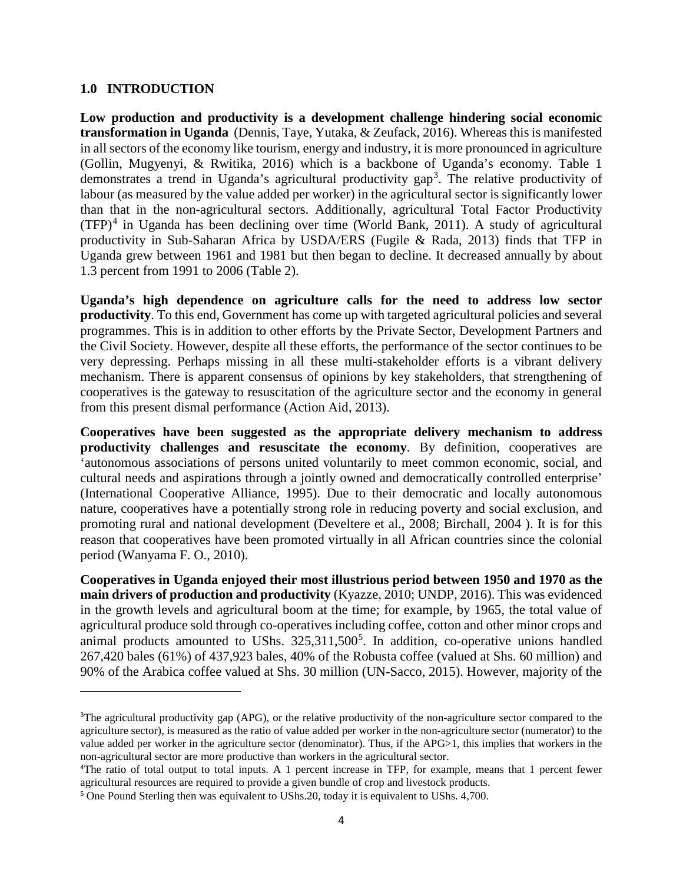## 1.0 INTRODUCTION

**Low production and productivity is a development challenge hindering social economic transformation in Uganda** (Dennis, Taye, Yutaka, & Zeufack, 2016). Whereas this is manifested in all sectors of the economy like tourism, energy and industry, it is more pronounced in agriculture (Gollin, Mugyenyi, & Rwitika, 2016) which is a backbone of Uganda's economy. Table 1 demonstrates a trend in Uganda's agricultural productivity gap[3]. The relative productivity of labour (as measured by the value added per worker) in the agricultural sector is significantly lower than that in the non-agricultural sectors. Additionally, agricultural Total Factor Productivity (TFP)[4] in Uganda has been declining over time (World Bank, 2011). A study of agricultural productivity in Sub-Saharan Africa by USDA/ERS (Fugile & Rada, 2013) finds that TFP in Uganda grew between 1961 and 1981 but then began to decline. It decreased annually by about 1.3 percent from 1991 to 2006 (Table 2).

**Uganda's high dependence on agriculture calls for the need to address low sector productivity**. To this end, Government has come up with targeted agricultural policies and several programmes. This is in addition to other efforts by the Private Sector, Development Partners and the Civil Society. However, despite all these efforts, the performance of the sector continues to be very depressing. Perhaps missing in all these multi-stakeholder efforts is a vibrant delivery mechanism. There is apparent consensus of opinions by key stakeholders, that strengthening of cooperatives is the gateway to resuscitation of the agriculture sector and the economy in general from this present dismal performance (Action Aid, 2013).

**Cooperatives have been suggested as the appropriate delivery mechanism to address productivity challenges and resuscitate the economy**. By definition, cooperatives are 'autonomous associations of persons united voluntarily to meet common economic, social, and cultural needs and aspirations through a jointly owned and democratically controlled enterprise' (International Cooperative Alliance, 1995). Due to their democratic and locally autonomous nature, cooperatives have a potentially strong role in reducing poverty and social exclusion, and promoting rural and national development (Develtere et al., 2008; Birchall, 2004 ). It is for this reason that cooperatives have been promoted virtually in all African countries since the colonial period (Wanyama F. O., 2010).

**Cooperatives in Uganda enjoyed their most illustrious period between 1950 and 1970 as the main drivers of production and productivity** (Kyazze, 2010; UNDP, 2016). This was evidenced in the growth levels and agricultural boom at the time; for example, by 1965, the total value of agricultural produce sold through co-operatives including coffee, cotton and other minor crops and animal products amounted to UShs. 325,311,500[5]. In addition, co-operative unions handled 267,420 bales (61%) of 437,923 bales, 40% of the Robusta coffee (valued at Shs. 60 million) and 90% of the Arabica coffee valued at Shs. 30 million (UN-Sacco, 2015). However, majority of the

---

[3]The agricultural productivity gap (APG), or the relative productivity of the non-agriculture sector compared to the agriculture sector), is measured as the ratio of value added per worker in the non-agriculture sector (numerator) to the value added per worker in the agriculture sector (denominator). Thus, if the APG>1, this implies that workers in the non-agricultural sector are more productive than workers in the agricultural sector.

[4]The ratio of total output to total inputs. A 1 percent increase in TFP, for example, means that 1 percent fewer agricultural resources are required to provide a given bundle of crop and livestock products.

[5] One Pound Sterling then was equivalent to UShs.20, today it is equivalent to UShs. 4,700.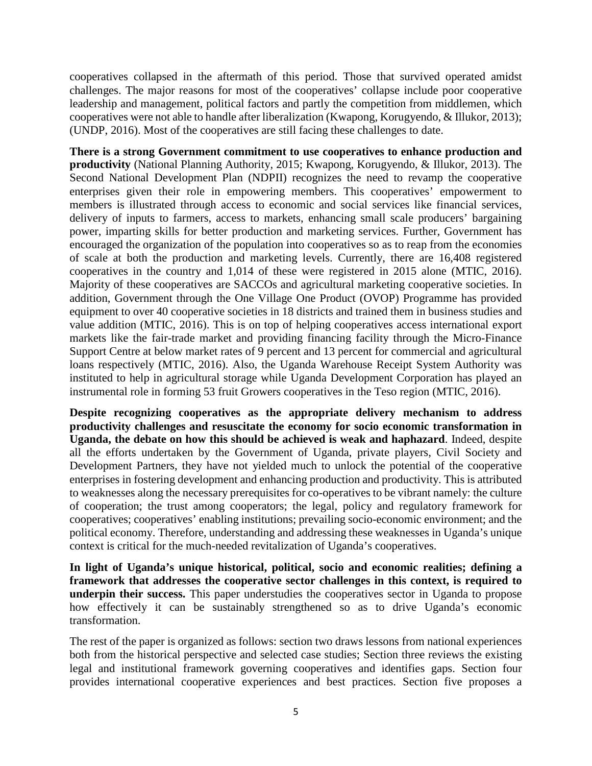cooperatives collapsed in the aftermath of this period. Those that survived operated amidst challenges. The major reasons for most of the cooperatives' collapse include poor cooperative leadership and management, political factors and partly the competition from middlemen, which cooperatives were not able to handle after liberalization (Kwapong, Korugyendo, & Illukor, 2013); (UNDP, 2016). Most of the cooperatives are still facing these challenges to date.

**There is a strong Government commitment to use cooperatives to enhance production and productivity** (National Planning Authority, 2015; Kwapong, Korugyendo, & Illukor, 2013). The Second National Development Plan (NDPII) recognizes the need to revamp the cooperative enterprises given their role in empowering members. This cooperatives' empowerment to members is illustrated through access to economic and social services like financial services, delivery of inputs to farmers, access to markets, enhancing small scale producers' bargaining power, imparting skills for better production and marketing services. Further, Government has encouraged the organization of the population into cooperatives so as to reap from the economies of scale at both the production and marketing levels. Currently, there are 16,408 registered cooperatives in the country and 1,014 of these were registered in 2015 alone (MTIC, 2016). Majority of these cooperatives are SACCOs and agricultural marketing cooperative societies. In addition, Government through the One Village One Product (OVOP) Programme has provided equipment to over 40 cooperative societies in 18 districts and trained them in business studies and value addition (MTIC, 2016). This is on top of helping cooperatives access international export markets like the fair-trade market and providing financing facility through the Micro-Finance Support Centre at below market rates of 9 percent and 13 percent for commercial and agricultural loans respectively (MTIC, 2016). Also, the Uganda Warehouse Receipt System Authority was instituted to help in agricultural storage while Uganda Development Corporation has played an instrumental role in forming 53 fruit Growers cooperatives in the Teso region (MTIC, 2016).

**Despite recognizing cooperatives as the appropriate delivery mechanism to address productivity challenges and resuscitate the economy for socio economic transformation in Uganda, the debate on how this should be achieved is weak and haphazard**. Indeed, despite all the efforts undertaken by the Government of Uganda, private players, Civil Society and Development Partners, they have not yielded much to unlock the potential of the cooperative enterprises in fostering development and enhancing production and productivity. This is attributed to weaknesses along the necessary prerequisites for co-operatives to be vibrant namely: the culture of cooperation; the trust among cooperators; the legal, policy and regulatory framework for cooperatives; cooperatives' enabling institutions; prevailing socio-economic environment; and the political economy. Therefore, understanding and addressing these weaknesses in Uganda's unique context is critical for the much-needed revitalization of Uganda's cooperatives.

**In light of Uganda's unique historical, political, socio and economic realities; defining a framework that addresses the cooperative sector challenges in this context, is required to underpin their success.** This paper understudies the cooperatives sector in Uganda to propose how effectively it can be sustainably strengthened so as to drive Uganda's economic transformation.

The rest of the paper is organized as follows: section two draws lessons from national experiences both from the historical perspective and selected case studies; Section three reviews the existing legal and institutional framework governing cooperatives and identifies gaps. Section four provides international cooperative experiences and best practices. Section five proposes a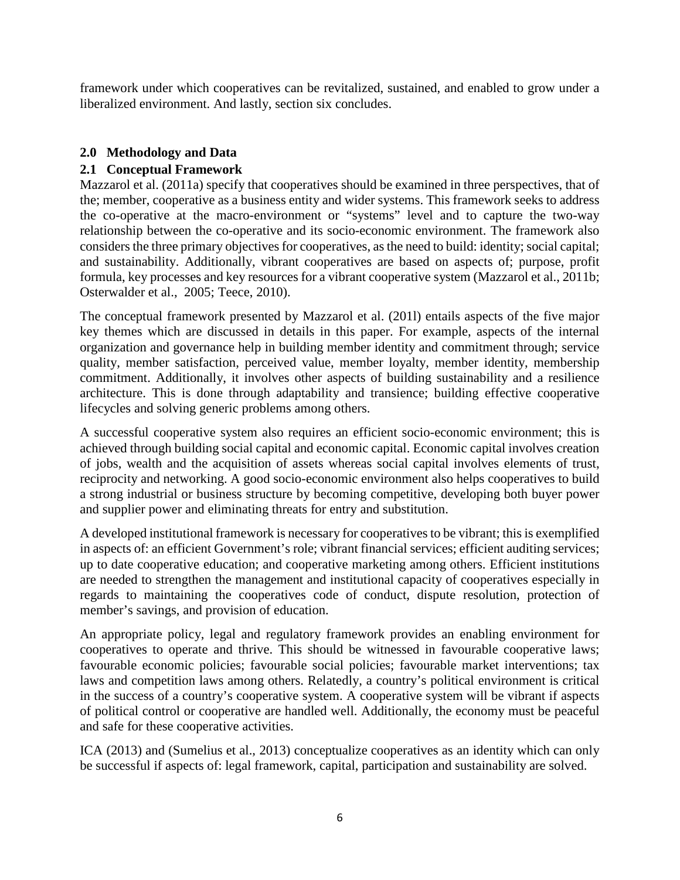framework under which cooperatives can be revitalized, sustained, and enabled to grow under a liberalized environment. And lastly, section six concludes.

## 2.0 Methodology and Data

### 2.1 Conceptual Framework

Mazzarol et al. (2011a) specify that cooperatives should be examined in three perspectives, that of the; member, cooperative as a business entity and wider systems. This framework seeks to address the co-operative at the macro-environment or "systems" level and to capture the two-way relationship between the co-operative and its socio-economic environment. The framework also considers the three primary objectives for cooperatives, as the need to build: identity; social capital; and sustainability. Additionally, vibrant cooperatives are based on aspects of; purpose, profit formula, key processes and key resources for a vibrant cooperative system (Mazzarol et al., 2011b; Osterwalder et al., 2005; Teece, 2010).

The conceptual framework presented by Mazzarol et al. (201l) entails aspects of the five major key themes which are discussed in details in this paper. For example, aspects of the internal organization and governance help in building member identity and commitment through; service quality, member satisfaction, perceived value, member loyalty, member identity, membership commitment. Additionally, it involves other aspects of building sustainability and a resilience architecture. This is done through adaptability and transience; building effective cooperative lifecycles and solving generic problems among others.

A successful cooperative system also requires an efficient socio-economic environment; this is achieved through building social capital and economic capital. Economic capital involves creation of jobs, wealth and the acquisition of assets whereas social capital involves elements of trust, reciprocity and networking. A good socio-economic environment also helps cooperatives to build a strong industrial or business structure by becoming competitive, developing both buyer power and supplier power and eliminating threats for entry and substitution.

A developed institutional framework is necessary for cooperatives to be vibrant; this is exemplified in aspects of: an efficient Government's role; vibrant financial services; efficient auditing services; up to date cooperative education; and cooperative marketing among others. Efficient institutions are needed to strengthen the management and institutional capacity of cooperatives especially in regards to maintaining the cooperatives code of conduct, dispute resolution, protection of member's savings, and provision of education.

An appropriate policy, legal and regulatory framework provides an enabling environment for cooperatives to operate and thrive. This should be witnessed in favourable cooperative laws; favourable economic policies; favourable social policies; favourable market interventions; tax laws and competition laws among others. Relatedly, a country's political environment is critical in the success of a country's cooperative system. A cooperative system will be vibrant if aspects of political control or cooperative are handled well. Additionally, the economy must be peaceful and safe for these cooperative activities.

ICA (2013) and (Sumelius et al., 2013) conceptualize cooperatives as an identity which can only be successful if aspects of: legal framework, capital, participation and sustainability are solved.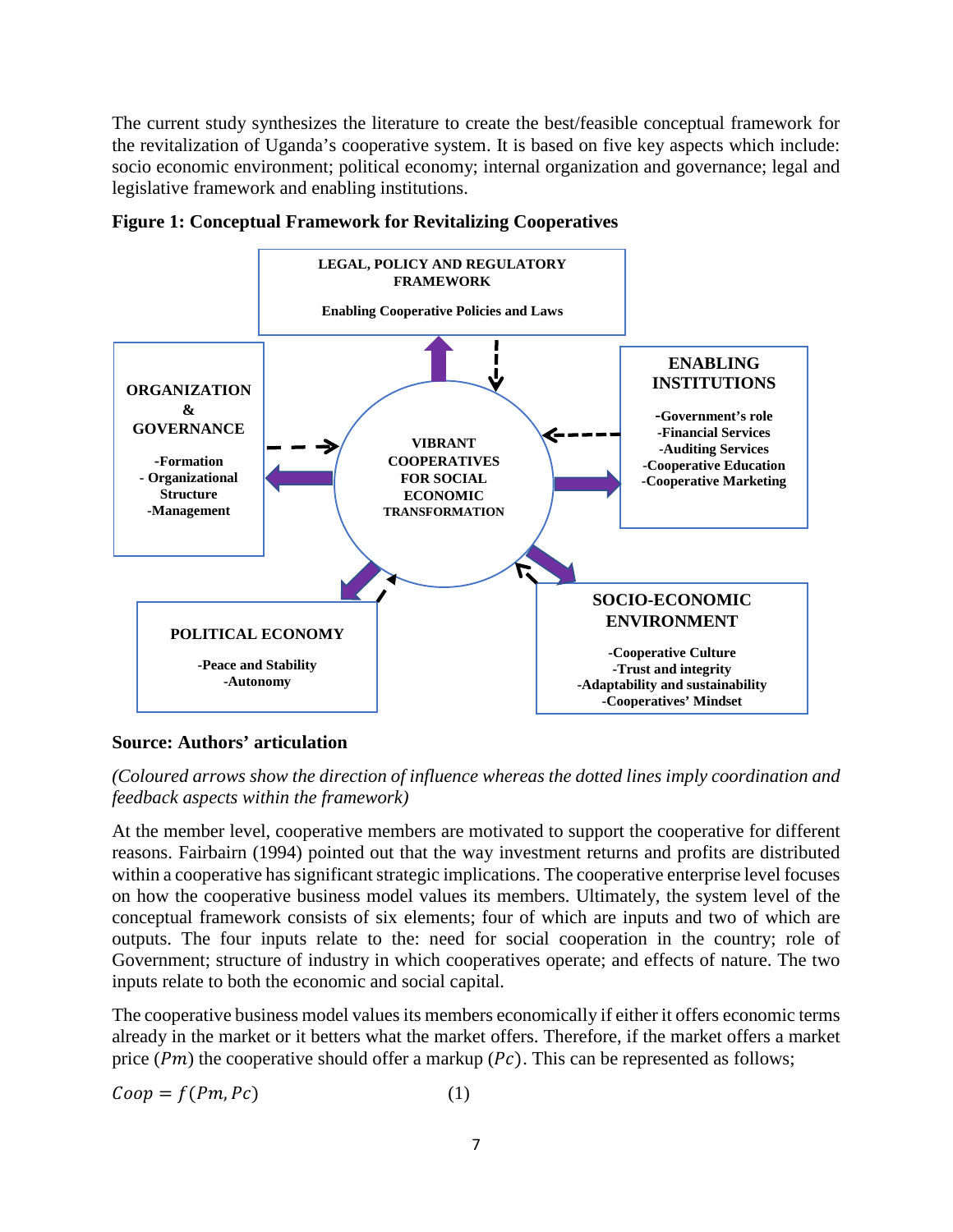The current study synthesizes the literature to create the best/feasible conceptual framework for the revitalization of Uganda's cooperative system. It is based on five key aspects which include: socio economic environment; political economy; internal organization and governance; legal and legislative framework and enabling institutions.

**Figure 1: Conceptual Framework for Revitalizing Cooperatives**

LEGAL, POLICY AND REGULATORY FRAMEWORK

Enabling Cooperative Policies and Laws

ORGANIZATION & GOVERNANCE

-Formation
- Organizational Structure
-Management

VIBRANT COOPERATIVES FOR SOCIAL ECONOMIC TRANSFORMATION

ENABLING INSTITUTIONS

-Government's role
-Financial Services
-Auditing Services
-Cooperative Education
-Cooperative Marketing

POLITICAL ECONOMY

-Peace and Stability
-Autonomy

SOCIO-ECONOMIC ENVIRONMENT

-Cooperative Culture
-Trust and integrity
-Adaptability and sustainability
-Cooperatives' Mindset

**Source: Authors' articulation**

*(Coloured arrows show the direction of influence whereas the dotted lines imply coordination and feedback aspects within the framework)*

At the member level, cooperative members are motivated to support the cooperative for different reasons. Fairbairn (1994) pointed out that the way investment returns and profits are distributed within a cooperative has significant strategic implications. The cooperative enterprise level focuses on how the cooperative business model values its members. Ultimately, the system level of the conceptual framework consists of six elements; four of which are inputs and two of which are outputs. The four inputs relate to the: need for social cooperation in the country; role of Government; structure of industry in which cooperatives operate; and effects of nature. The two inputs relate to both the economic and social capital.

The cooperative business model values its members economically if either it offers economic terms already in the market or it betters what the market offers. Therefore, if the market offers a market price ($Pm$) the cooperative should offer a markup ($Pc$). This can be represented as follows;

$$Coop = f(Pm, Pc) \qquad (1)$$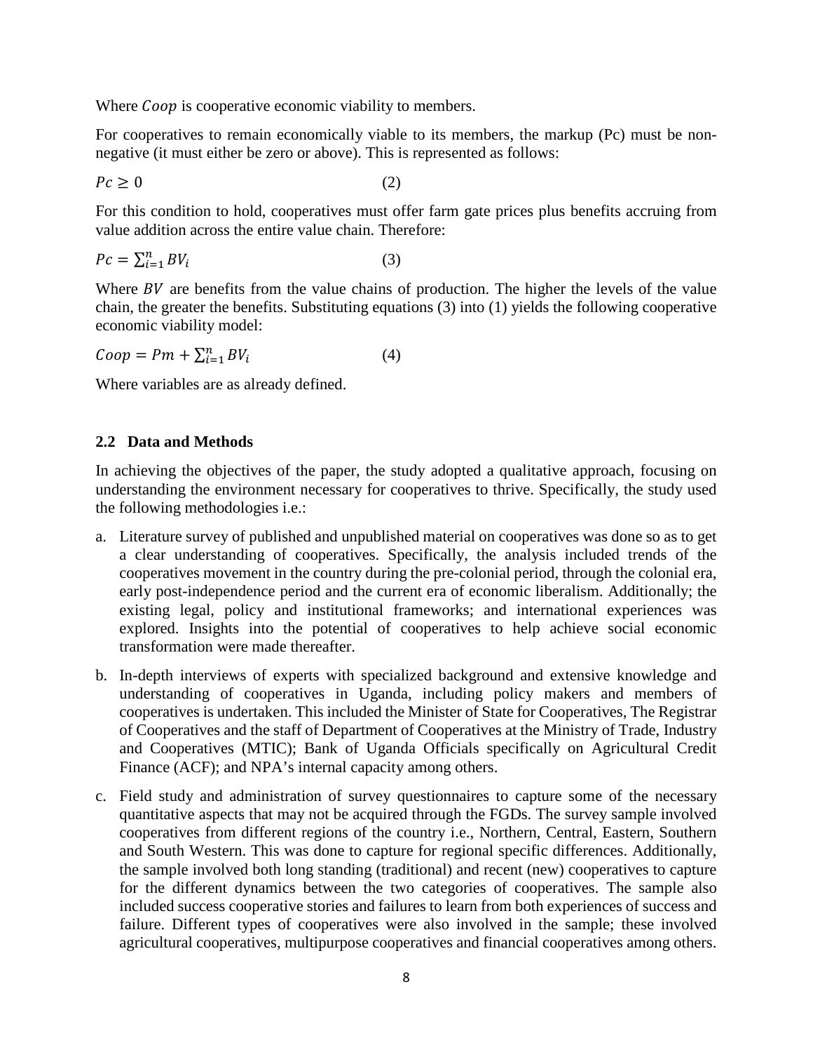Where $Coop$ is cooperative economic viability to members.

For cooperatives to remain economically viable to its members, the markup (Pc) must be non-negative (it must either be zero or above). This is represented as follows:

$$Pc \geq 0 \qquad (2)$$

For this condition to hold, cooperatives must offer farm gate prices plus benefits accruing from value addition across the entire value chain. Therefore:

$$Pc = \sum_{i=1}^{n} BV_i \qquad (3)$$

Where $BV$ are benefits from the value chains of production. The higher the levels of the value chain, the greater the benefits. Substituting equations (3) into (1) yields the following cooperative economic viability model:

$$Coop = Pm + \sum_{i=1}^{n} BV_i \qquad (4)$$

Where variables are as already defined.

## 2.2 Data and Methods

In achieving the objectives of the paper, the study adopted a qualitative approach, focusing on understanding the environment necessary for cooperatives to thrive. Specifically, the study used the following methodologies i.e.:

a. Literature survey of published and unpublished material on cooperatives was done so as to get a clear understanding of cooperatives. Specifically, the analysis included trends of the cooperatives movement in the country during the pre-colonial period, through the colonial era, early post-independence period and the current era of economic liberalism. Additionally; the existing legal, policy and institutional frameworks; and international experiences was explored. Insights into the potential of cooperatives to help achieve social economic transformation were made thereafter.

b. In-depth interviews of experts with specialized background and extensive knowledge and understanding of cooperatives in Uganda, including policy makers and members of cooperatives is undertaken. This included the Minister of State for Cooperatives, The Registrar of Cooperatives and the staff of Department of Cooperatives at the Ministry of Trade, Industry and Cooperatives (MTIC); Bank of Uganda Officials specifically on Agricultural Credit Finance (ACF); and NPA's internal capacity among others.

c. Field study and administration of survey questionnaires to capture some of the necessary quantitative aspects that may not be acquired through the FGDs. The survey sample involved cooperatives from different regions of the country i.e., Northern, Central, Eastern, Southern and South Western. This was done to capture for regional specific differences. Additionally, the sample involved both long standing (traditional) and recent (new) cooperatives to capture for the different dynamics between the two categories of cooperatives. The sample also included success cooperative stories and failures to learn from both experiences of success and failure. Different types of cooperatives were also involved in the sample; these involved agricultural cooperatives, multipurpose cooperatives and financial cooperatives among others.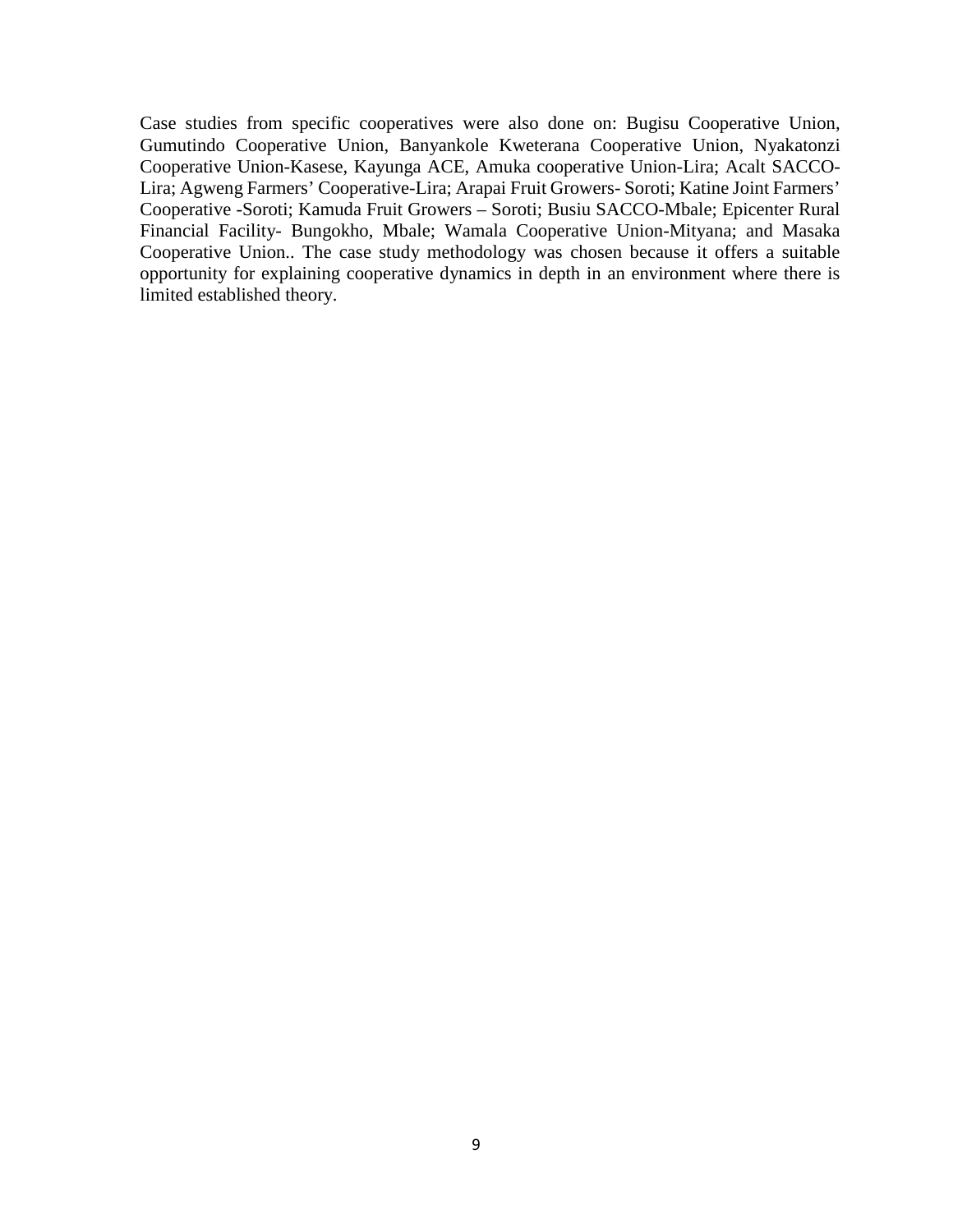Case studies from specific cooperatives were also done on: Bugisu Cooperative Union, Gumutindo Cooperative Union, Banyankole Kweterana Cooperative Union, Nyakatonzi Cooperative Union-Kasese, Kayunga ACE, Amuka cooperative Union-Lira; Acalt SACCO-Lira; Agweng Farmers' Cooperative-Lira; Arapai Fruit Growers- Soroti; Katine Joint Farmers' Cooperative -Soroti; Kamuda Fruit Growers – Soroti; Busiu SACCO-Mbale; Epicenter Rural Financial Facility- Bungokho, Mbale; Wamala Cooperative Union-Mityana; and Masaka Cooperative Union.. The case study methodology was chosen because it offers a suitable opportunity for explaining cooperative dynamics in depth in an environment where there is limited established theory.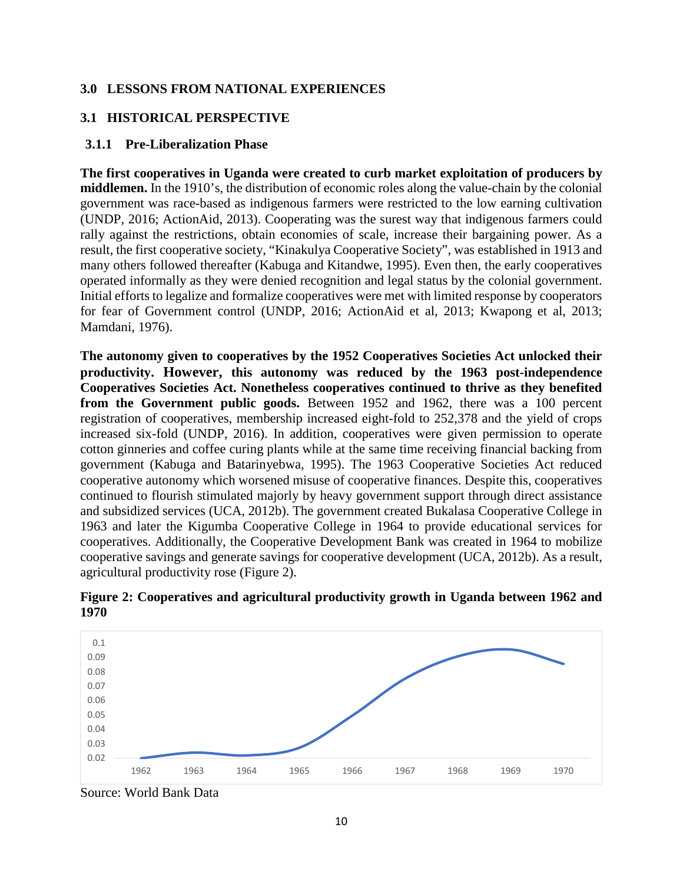## 3.0 LESSONS FROM NATIONAL EXPERIENCES

## 3.1 HISTORICAL PERSPECTIVE

### 3.1.1 Pre-Liberalization Phase

**The first cooperatives in Uganda were created to curb market exploitation of producers by middlemen.** In the 1910's, the distribution of economic roles along the value-chain by the colonial government was race-based as indigenous farmers were restricted to the low earning cultivation (UNDP, 2016; ActionAid, 2013). Cooperating was the surest way that indigenous farmers could rally against the restrictions, obtain economies of scale, increase their bargaining power. As a result, the first cooperative society, "Kinakulya Cooperative Society", was established in 1913 and many others followed thereafter (Kabuga and Kitandwe, 1995). Even then, the early cooperatives operated informally as they were denied recognition and legal status by the colonial government. Initial efforts to legalize and formalize cooperatives were met with limited response by cooperators for fear of Government control (UNDP, 2016; ActionAid et al, 2013; Kwapong et al, 2013; Mamdani, 1976).

**The autonomy given to cooperatives by the 1952 Cooperatives Societies Act unlocked their productivity. However, this autonomy was reduced by the 1963 post-independence Cooperatives Societies Act. Nonetheless cooperatives continued to thrive as they benefited from the Government public goods.** Between 1952 and 1962, there was a 100 percent registration of cooperatives, membership increased eight-fold to 252,378 and the yield of crops increased six-fold (UNDP, 2016). In addition, cooperatives were given permission to operate cotton ginneries and coffee curing plants while at the same time receiving financial backing from government (Kabuga and Batarinyebwa, 1995). The 1963 Cooperative Societies Act reduced cooperative autonomy which worsened misuse of cooperative finances. Despite this, cooperatives continued to flourish stimulated majorly by heavy government support through direct assistance and subsidized services (UCA, 2012b). The government created Bukalasa Cooperative College in 1963 and later the Kigumba Cooperative College in 1964 to provide educational services for cooperatives. Additionally, the Cooperative Development Bank was created in 1964 to mobilize cooperative savings and generate savings for cooperative development (UCA, 2012b). As a result, agricultural productivity rose (Figure 2).

**Figure 2: Cooperatives and agricultural productivity growth in Uganda between 1962 and 1970**

Source: World Bank Data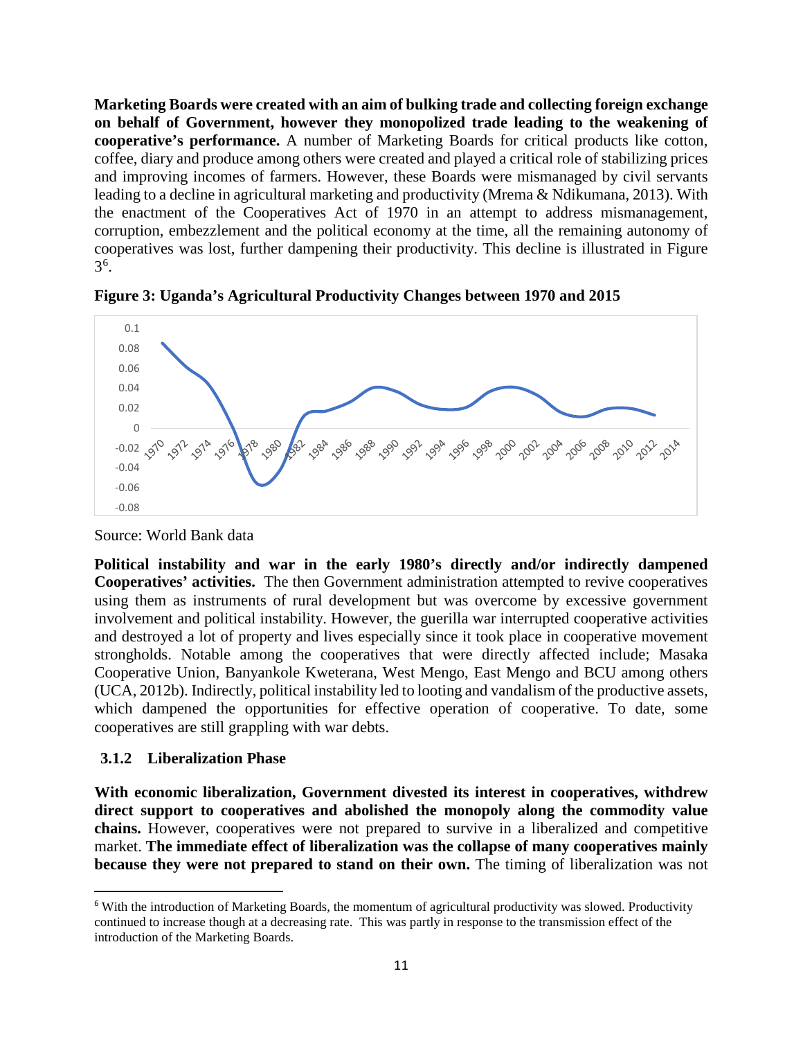**Marketing Boards were created with an aim of bulking trade and collecting foreign exchange on behalf of Government, however they monopolized trade leading to the weakening of cooperative's performance.** A number of Marketing Boards for critical products like cotton, coffee, diary and produce among others were created and played a critical role of stabilizing prices and improving incomes of farmers. However, these Boards were mismanaged by civil servants leading to a decline in agricultural marketing and productivity (Mrema & Ndikumana, 2013). With the enactment of the Cooperatives Act of 1970 in an attempt to address mismanagement, corruption, embezzlement and the political economy at the time, all the remaining autonomy of cooperatives was lost, further dampening their productivity. This decline is illustrated in Figure 3[6].

**Figure 3: Uganda's Agricultural Productivity Changes between 1970 and 2015**

Source: World Bank data

**Political instability and war in the early 1980's directly and/or indirectly dampened Cooperatives' activities.** The then Government administration attempted to revive cooperatives using them as instruments of rural development but was overcome by excessive government involvement and political instability. However, the guerilla war interrupted cooperative activities and destroyed a lot of property and lives especially since it took place in cooperative movement strongholds. Notable among the cooperatives that were directly affected include; Masaka Cooperative Union, Banyankole Kweterana, West Mengo, East Mengo and BCU among others (UCA, 2012b). Indirectly, political instability led to looting and vandalism of the productive assets, which dampened the opportunities for effective operation of cooperative. To date, some cooperatives are still grappling with war debts.

### 3.1.2 Liberalization Phase

**With economic liberalization, Government divested its interest in cooperatives, withdrew direct support to cooperatives and abolished the monopoly along the commodity value chains.** However, cooperatives were not prepared to survive in a liberalized and competitive market. **The immediate effect of liberalization was the collapse of many cooperatives mainly because they were not prepared to stand on their own.** The timing of liberalization was not

[6] With the introduction of Marketing Boards, the momentum of agricultural productivity was slowed. Productivity continued to increase though at a decreasing rate. This was partly in response to the transmission effect of the introduction of the Marketing Boards.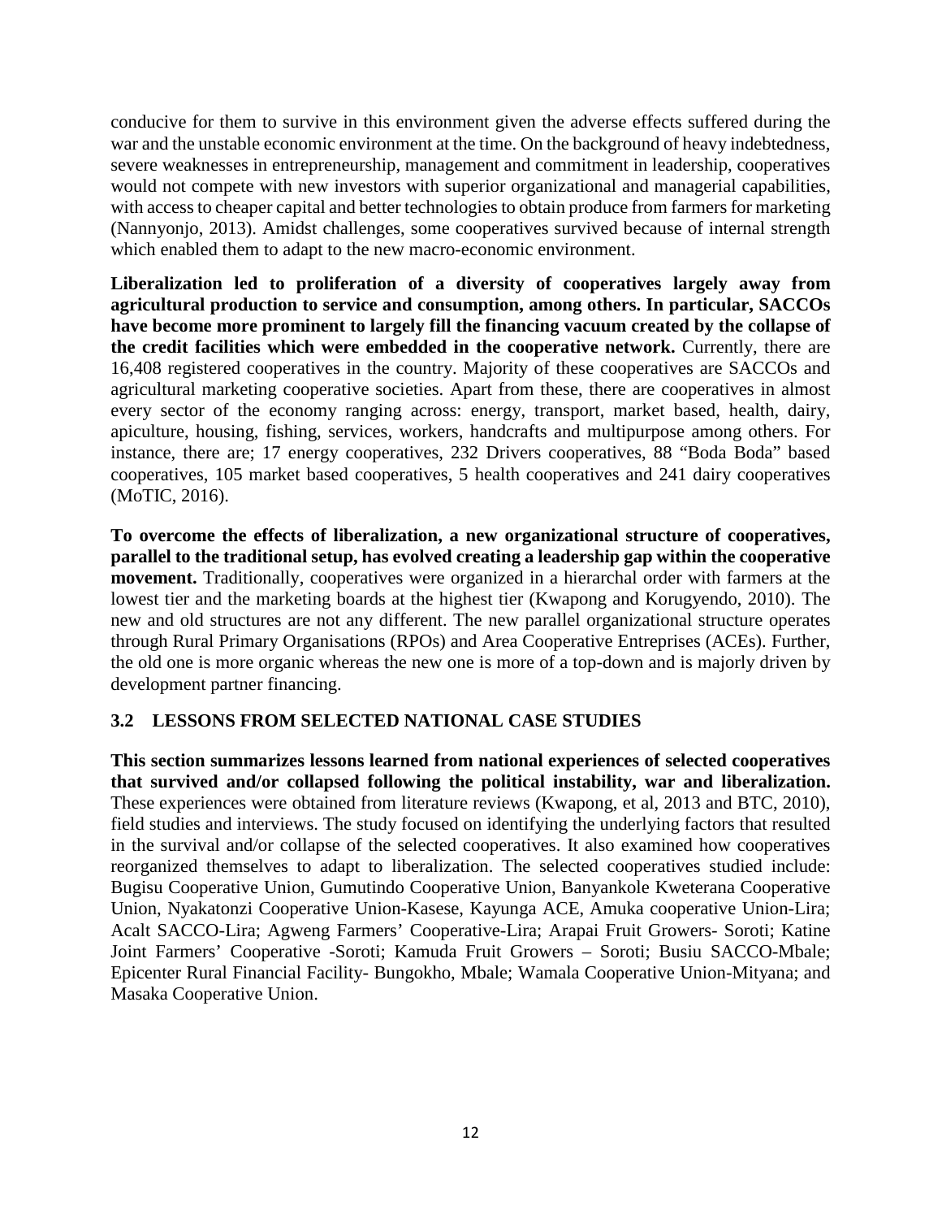conducive for them to survive in this environment given the adverse effects suffered during the war and the unstable economic environment at the time. On the background of heavy indebtedness, severe weaknesses in entrepreneurship, management and commitment in leadership, cooperatives would not compete with new investors with superior organizational and managerial capabilities, with access to cheaper capital and better technologies to obtain produce from farmers for marketing (Nannyonjo, 2013). Amidst challenges, some cooperatives survived because of internal strength which enabled them to adapt to the new macro-economic environment.

**Liberalization led to proliferation of a diversity of cooperatives largely away from agricultural production to service and consumption, among others. In particular, SACCOs have become more prominent to largely fill the financing vacuum created by the collapse of the credit facilities which were embedded in the cooperative network.** Currently, there are 16,408 registered cooperatives in the country. Majority of these cooperatives are SACCOs and agricultural marketing cooperative societies. Apart from these, there are cooperatives in almost every sector of the economy ranging across: energy, transport, market based, health, dairy, apiculture, housing, fishing, services, workers, handcrafts and multipurpose among others. For instance, there are; 17 energy cooperatives, 232 Drivers cooperatives, 88 "Boda Boda" based cooperatives, 105 market based cooperatives, 5 health cooperatives and 241 dairy cooperatives (MoTIC, 2016).

**To overcome the effects of liberalization, a new organizational structure of cooperatives, parallel to the traditional setup, has evolved creating a leadership gap within the cooperative movement.** Traditionally, cooperatives were organized in a hierarchal order with farmers at the lowest tier and the marketing boards at the highest tier (Kwapong and Korugyendo, 2010). The new and old structures are not any different. The new parallel organizational structure operates through Rural Primary Organisations (RPOs) and Area Cooperative Entreprises (ACEs). Further, the old one is more organic whereas the new one is more of a top-down and is majorly driven by development partner financing.

### 3.2 LESSONS FROM SELECTED NATIONAL CASE STUDIES

**This section summarizes lessons learned from national experiences of selected cooperatives that survived and/or collapsed following the political instability, war and liberalization.** These experiences were obtained from literature reviews (Kwapong, et al, 2013 and BTC, 2010), field studies and interviews. The study focused on identifying the underlying factors that resulted in the survival and/or collapse of the selected cooperatives. It also examined how cooperatives reorganized themselves to adapt to liberalization. The selected cooperatives studied include: Bugisu Cooperative Union, Gumutindo Cooperative Union, Banyankole Kweterana Cooperative Union, Nyakatonzi Cooperative Union-Kasese, Kayunga ACE, Amuka cooperative Union-Lira; Acalt SACCO-Lira; Agweng Farmers' Cooperative-Lira; Arapai Fruit Growers- Soroti; Katine Joint Farmers' Cooperative -Soroti; Kamuda Fruit Growers – Soroti; Busiu SACCO-Mbale; Epicenter Rural Financial Facility- Bungokho, Mbale; Wamala Cooperative Union-Mityana; and Masaka Cooperative Union.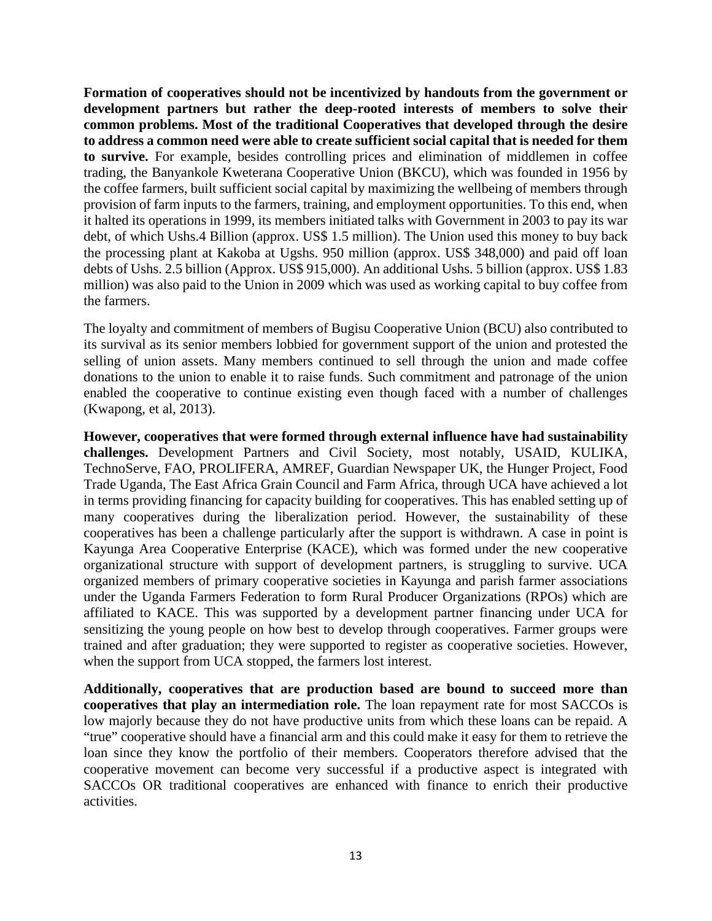**Formation of cooperatives should not be incentivized by handouts from the government or development partners but rather the deep-rooted interests of members to solve their common problems. Most of the traditional Cooperatives that developed through the desire to address a common need were able to create sufficient social capital that is needed for them to survive.** For example, besides controlling prices and elimination of middlemen in coffee trading, the Banyankole Kweterana Cooperative Union (BKCU), which was founded in 1956 by the coffee farmers, built sufficient social capital by maximizing the wellbeing of members through provision of farm inputs to the farmers, training, and employment opportunities. To this end, when it halted its operations in 1999, its members initiated talks with Government in 2003 to pay its war debt, of which Ushs.4 Billion (approx. US$ 1.5 million). The Union used this money to buy back the processing plant at Kakoba at Ugshs. 950 million (approx. US$ 348,000) and paid off loan debts of Ushs. 2.5 billion (Approx. US$ 915,000). An additional Ushs. 5 billion (approx. US$ 1.83 million) was also paid to the Union in 2009 which was used as working capital to buy coffee from the farmers.

The loyalty and commitment of members of Bugisu Cooperative Union (BCU) also contributed to its survival as its senior members lobbied for government support of the union and protested the selling of union assets. Many members continued to sell through the union and made coffee donations to the union to enable it to raise funds. Such commitment and patronage of the union enabled the cooperative to continue existing even though faced with a number of challenges (Kwapong, et al, 2013).

**However, cooperatives that were formed through external influence have had sustainability challenges.** Development Partners and Civil Society, most notably, USAID, KULIKA, TechnoServe, FAO, PROLIFERA, AMREF, Guardian Newspaper UK, the Hunger Project, Food Trade Uganda, The East Africa Grain Council and Farm Africa, through UCA have achieved a lot in terms providing financing for capacity building for cooperatives. This has enabled setting up of many cooperatives during the liberalization period. However, the sustainability of these cooperatives has been a challenge particularly after the support is withdrawn. A case in point is Kayunga Area Cooperative Enterprise (KACE), which was formed under the new cooperative organizational structure with support of development partners, is struggling to survive. UCA organized members of primary cooperative societies in Kayunga and parish farmer associations under the Uganda Farmers Federation to form Rural Producer Organizations (RPOs) which are affiliated to KACE. This was supported by a development partner financing under UCA for sensitizing the young people on how best to develop through cooperatives. Farmer groups were trained and after graduation; they were supported to register as cooperative societies. However, when the support from UCA stopped, the farmers lost interest.

**Additionally, cooperatives that are production based are bound to succeed more than cooperatives that play an intermediation role.** The loan repayment rate for most SACCOs is low majorly because they do not have productive units from which these loans can be repaid. A "true" cooperative should have a financial arm and this could make it easy for them to retrieve the loan since they know the portfolio of their members. Cooperators therefore advised that the cooperative movement can become very successful if a productive aspect is integrated with SACCOs OR traditional cooperatives are enhanced with finance to enrich their productive activities.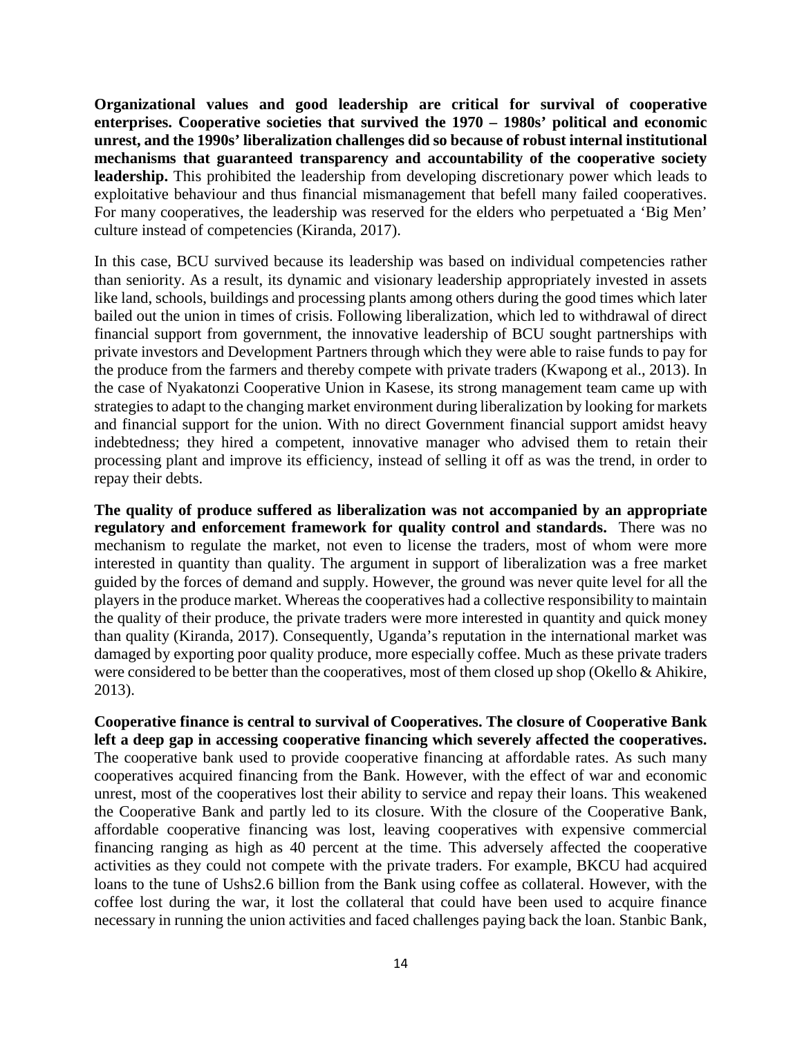**Organizational values and good leadership are critical for survival of cooperative enterprises. Cooperative societies that survived the 1970 – 1980s' political and economic unrest, and the 1990s' liberalization challenges did so because of robust internal institutional mechanisms that guaranteed transparency and accountability of the cooperative society leadership.** This prohibited the leadership from developing discretionary power which leads to exploitative behaviour and thus financial mismanagement that befell many failed cooperatives. For many cooperatives, the leadership was reserved for the elders who perpetuated a 'Big Men' culture instead of competencies (Kiranda, 2017).

In this case, BCU survived because its leadership was based on individual competencies rather than seniority. As a result, its dynamic and visionary leadership appropriately invested in assets like land, schools, buildings and processing plants among others during the good times which later bailed out the union in times of crisis. Following liberalization, which led to withdrawal of direct financial support from government, the innovative leadership of BCU sought partnerships with private investors and Development Partners through which they were able to raise funds to pay for the produce from the farmers and thereby compete with private traders (Kwapong et al., 2013). In the case of Nyakatonzi Cooperative Union in Kasese, its strong management team came up with strategies to adapt to the changing market environment during liberalization by looking for markets and financial support for the union. With no direct Government financial support amidst heavy indebtedness; they hired a competent, innovative manager who advised them to retain their processing plant and improve its efficiency, instead of selling it off as was the trend, in order to repay their debts.

**The quality of produce suffered as liberalization was not accompanied by an appropriate regulatory and enforcement framework for quality control and standards.** There was no mechanism to regulate the market, not even to license the traders, most of whom were more interested in quantity than quality. The argument in support of liberalization was a free market guided by the forces of demand and supply. However, the ground was never quite level for all the players in the produce market. Whereas the cooperatives had a collective responsibility to maintain the quality of their produce, the private traders were more interested in quantity and quick money than quality (Kiranda, 2017). Consequently, Uganda's reputation in the international market was damaged by exporting poor quality produce, more especially coffee. Much as these private traders were considered to be better than the cooperatives, most of them closed up shop (Okello & Ahikire, 2013).

**Cooperative finance is central to survival of Cooperatives. The closure of Cooperative Bank left a deep gap in accessing cooperative financing which severely affected the cooperatives.** The cooperative bank used to provide cooperative financing at affordable rates. As such many cooperatives acquired financing from the Bank. However, with the effect of war and economic unrest, most of the cooperatives lost their ability to service and repay their loans. This weakened the Cooperative Bank and partly led to its closure. With the closure of the Cooperative Bank, affordable cooperative financing was lost, leaving cooperatives with expensive commercial financing ranging as high as 40 percent at the time. This adversely affected the cooperative activities as they could not compete with the private traders. For example, BKCU had acquired loans to the tune of Ushs2.6 billion from the Bank using coffee as collateral. However, with the coffee lost during the war, it lost the collateral that could have been used to acquire finance necessary in running the union activities and faced challenges paying back the loan. Stanbic Bank,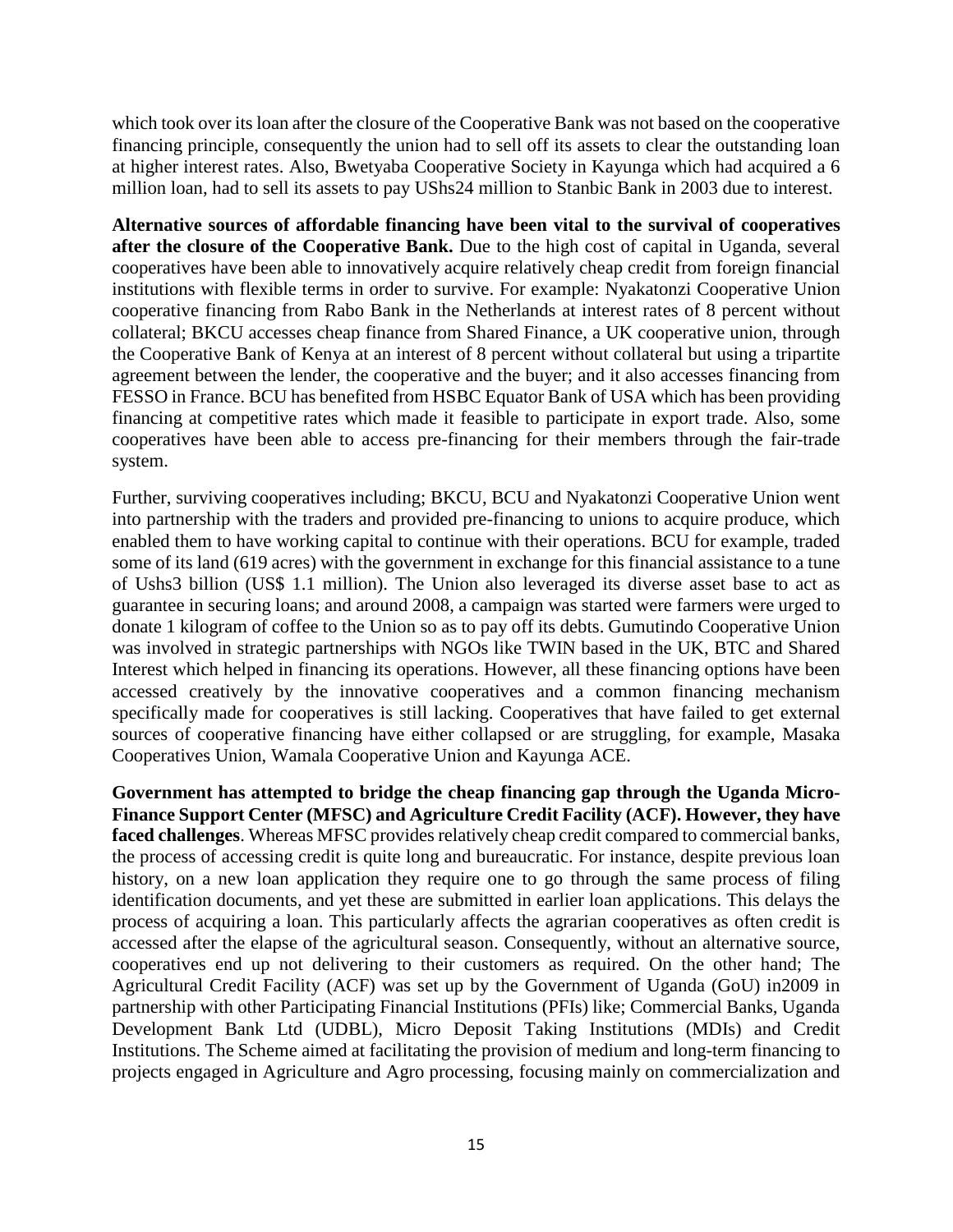which took over its loan after the closure of the Cooperative Bank was not based on the cooperative financing principle, consequently the union had to sell off its assets to clear the outstanding loan at higher interest rates. Also, Bwetyaba Cooperative Society in Kayunga which had acquired a 6 million loan, had to sell its assets to pay UShs24 million to Stanbic Bank in 2003 due to interest.

**Alternative sources of affordable financing have been vital to the survival of cooperatives after the closure of the Cooperative Bank.** Due to the high cost of capital in Uganda, several cooperatives have been able to innovatively acquire relatively cheap credit from foreign financial institutions with flexible terms in order to survive. For example: Nyakatonzi Cooperative Union cooperative financing from Rabo Bank in the Netherlands at interest rates of 8 percent without collateral; BKCU accesses cheap finance from Shared Finance, a UK cooperative union, through the Cooperative Bank of Kenya at an interest of 8 percent without collateral but using a tripartite agreement between the lender, the cooperative and the buyer; and it also accesses financing from FESSO in France. BCU has benefited from HSBC Equator Bank of USA which has been providing financing at competitive rates which made it feasible to participate in export trade. Also, some cooperatives have been able to access pre-financing for their members through the fair-trade system.

Further, surviving cooperatives including; BKCU, BCU and Nyakatonzi Cooperative Union went into partnership with the traders and provided pre-financing to unions to acquire produce, which enabled them to have working capital to continue with their operations. BCU for example, traded some of its land (619 acres) with the government in exchange for this financial assistance to a tune of Ushs3 billion (US$ 1.1 million). The Union also leveraged its diverse asset base to act as guarantee in securing loans; and around 2008, a campaign was started were farmers were urged to donate 1 kilogram of coffee to the Union so as to pay off its debts. Gumutindo Cooperative Union was involved in strategic partnerships with NGOs like TWIN based in the UK, BTC and Shared Interest which helped in financing its operations. However, all these financing options have been accessed creatively by the innovative cooperatives and a common financing mechanism specifically made for cooperatives is still lacking. Cooperatives that have failed to get external sources of cooperative financing have either collapsed or are struggling, for example, Masaka Cooperatives Union, Wamala Cooperative Union and Kayunga ACE.

**Government has attempted to bridge the cheap financing gap through the Uganda Micro-Finance Support Center (MFSC) and Agriculture Credit Facility (ACF). However, they have faced challenges**. Whereas MFSC provides relatively cheap credit compared to commercial banks, the process of accessing credit is quite long and bureaucratic. For instance, despite previous loan history, on a new loan application they require one to go through the same process of filing identification documents, and yet these are submitted in earlier loan applications. This delays the process of acquiring a loan. This particularly affects the agrarian cooperatives as often credit is accessed after the elapse of the agricultural season. Consequently, without an alternative source, cooperatives end up not delivering to their customers as required. On the other hand; The Agricultural Credit Facility (ACF) was set up by the Government of Uganda (GoU) in2009 in partnership with other Participating Financial Institutions (PFIs) like; Commercial Banks, Uganda Development Bank Ltd (UDBL), Micro Deposit Taking Institutions (MDIs) and Credit Institutions. The Scheme aimed at facilitating the provision of medium and long-term financing to projects engaged in Agriculture and Agro processing, focusing mainly on commercialization and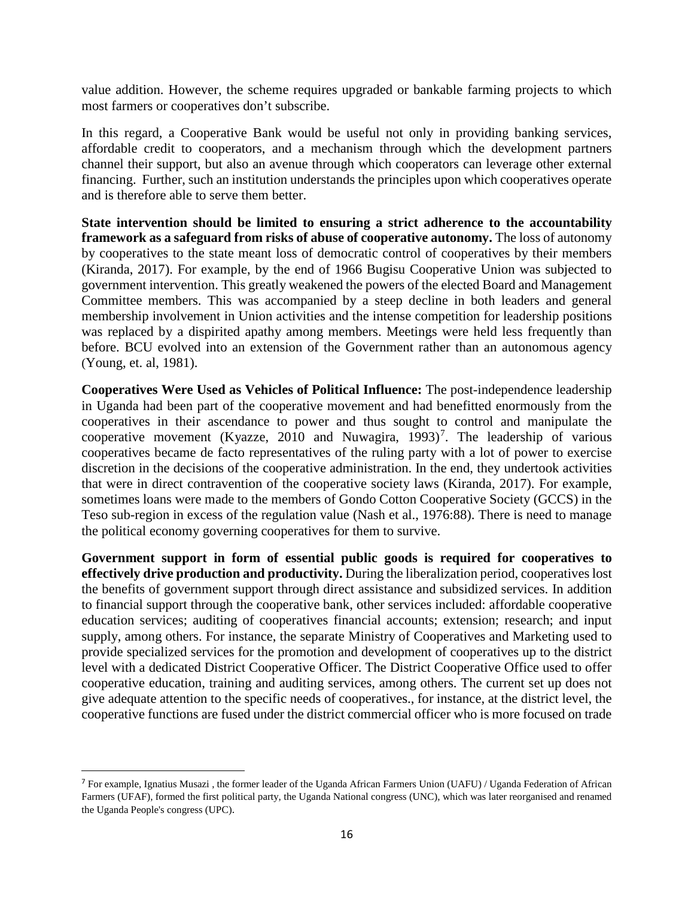value addition. However, the scheme requires upgraded or bankable farming projects to which most farmers or cooperatives don't subscribe.

In this regard, a Cooperative Bank would be useful not only in providing banking services, affordable credit to cooperators, and a mechanism through which the development partners channel their support, but also an avenue through which cooperators can leverage other external financing. Further, such an institution understands the principles upon which cooperatives operate and is therefore able to serve them better.

**State intervention should be limited to ensuring a strict adherence to the accountability framework as a safeguard from risks of abuse of cooperative autonomy.** The loss of autonomy by cooperatives to the state meant loss of democratic control of cooperatives by their members (Kiranda, 2017). For example, by the end of 1966 Bugisu Cooperative Union was subjected to government intervention. This greatly weakened the powers of the elected Board and Management Committee members. This was accompanied by a steep decline in both leaders and general membership involvement in Union activities and the intense competition for leadership positions was replaced by a dispirited apathy among members. Meetings were held less frequently than before. BCU evolved into an extension of the Government rather than an autonomous agency (Young, et. al, 1981).

**Cooperatives Were Used as Vehicles of Political Influence:** The post-independence leadership in Uganda had been part of the cooperative movement and had benefitted enormously from the cooperatives in their ascendance to power and thus sought to control and manipulate the cooperative movement (Kyazze, 2010 and Nuwagira, 1993)[7]. The leadership of various cooperatives became de facto representatives of the ruling party with a lot of power to exercise discretion in the decisions of the cooperative administration. In the end, they undertook activities that were in direct contravention of the cooperative society laws (Kiranda, 2017). For example, sometimes loans were made to the members of Gondo Cotton Cooperative Society (GCCS) in the Teso sub-region in excess of the regulation value (Nash et al., 1976:88). There is need to manage the political economy governing cooperatives for them to survive.

**Government support in form of essential public goods is required for cooperatives to effectively drive production and productivity.** During the liberalization period, cooperatives lost the benefits of government support through direct assistance and subsidized services. In addition to financial support through the cooperative bank, other services included: affordable cooperative education services; auditing of cooperatives financial accounts; extension; research; and input supply, among others. For instance, the separate Ministry of Cooperatives and Marketing used to provide specialized services for the promotion and development of cooperatives up to the district level with a dedicated District Cooperative Officer. The District Cooperative Office used to offer cooperative education, training and auditing services, among others. The current set up does not give adequate attention to the specific needs of cooperatives., for instance, at the district level, the cooperative functions are fused under the district commercial officer who is more focused on trade

---

[7] For example, Ignatius Musazi , the former leader of the Uganda African Farmers Union (UAFU) / Uganda Federation of African Farmers (UFAF), formed the first political party, the Uganda National congress (UNC), which was later reorganised and renamed the Uganda People's congress (UPC).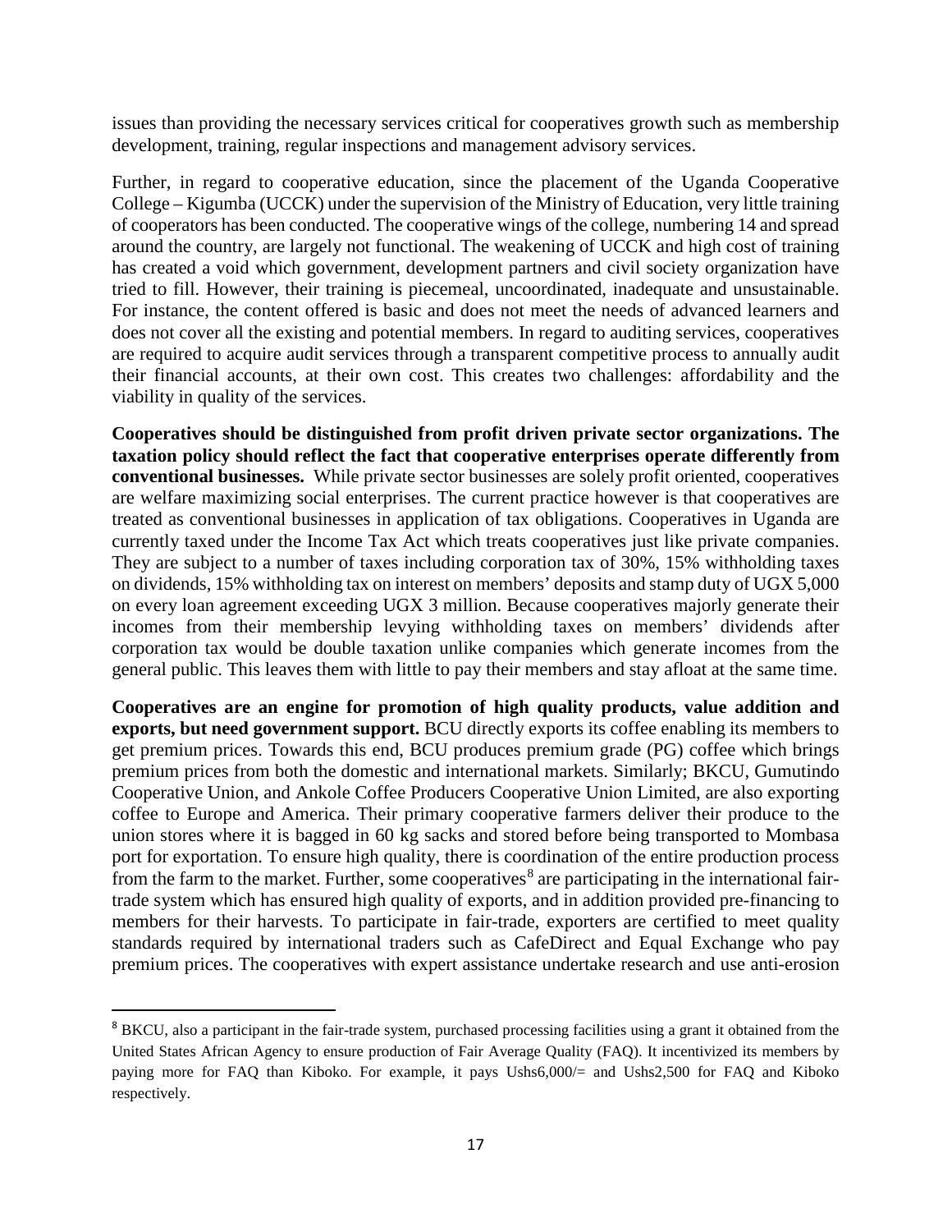issues than providing the necessary services critical for cooperatives growth such as membership development, training, regular inspections and management advisory services.

Further, in regard to cooperative education, since the placement of the Uganda Cooperative College – Kigumba (UCCK) under the supervision of the Ministry of Education, very little training of cooperators has been conducted. The cooperative wings of the college, numbering 14 and spread around the country, are largely not functional. The weakening of UCCK and high cost of training has created a void which government, development partners and civil society organization have tried to fill. However, their training is piecemeal, uncoordinated, inadequate and unsustainable. For instance, the content offered is basic and does not meet the needs of advanced learners and does not cover all the existing and potential members. In regard to auditing services, cooperatives are required to acquire audit services through a transparent competitive process to annually audit their financial accounts, at their own cost. This creates two challenges: affordability and the viability in quality of the services.

**Cooperatives should be distinguished from profit driven private sector organizations. The taxation policy should reflect the fact that cooperative enterprises operate differently from conventional businesses.** While private sector businesses are solely profit oriented, cooperatives are welfare maximizing social enterprises. The current practice however is that cooperatives are treated as conventional businesses in application of tax obligations. Cooperatives in Uganda are currently taxed under the Income Tax Act which treats cooperatives just like private companies. They are subject to a number of taxes including corporation tax of 30%, 15% withholding taxes on dividends, 15% withholding tax on interest on members' deposits and stamp duty of UGX 5,000 on every loan agreement exceeding UGX 3 million. Because cooperatives majorly generate their incomes from their membership levying withholding taxes on members' dividends after corporation tax would be double taxation unlike companies which generate incomes from the general public. This leaves them with little to pay their members and stay afloat at the same time.

**Cooperatives are an engine for promotion of high quality products, value addition and exports, but need government support.** BCU directly exports its coffee enabling its members to get premium prices. Towards this end, BCU produces premium grade (PG) coffee which brings premium prices from both the domestic and international markets. Similarly; BKCU, Gumutindo Cooperative Union, and Ankole Coffee Producers Cooperative Union Limited, are also exporting coffee to Europe and America. Their primary cooperative farmers deliver their produce to the union stores where it is bagged in 60 kg sacks and stored before being transported to Mombasa port for exportation. To ensure high quality, there is coordination of the entire production process from the farm to the market. Further, some cooperatives[8] are participating in the international fair-trade system which has ensured high quality of exports, and in addition provided pre-financing to members for their harvests. To participate in fair-trade, exporters are certified to meet quality standards required by international traders such as CafeDirect and Equal Exchange who pay premium prices. The cooperatives with expert assistance undertake research and use anti-erosion

[8] BKCU, also a participant in the fair-trade system, purchased processing facilities using a grant it obtained from the United States African Agency to ensure production of Fair Average Quality (FAQ). It incentivized its members by paying more for FAQ than Kiboko. For example, it pays Ushs6,000/= and Ushs2,500 for FAQ and Kiboko respectively.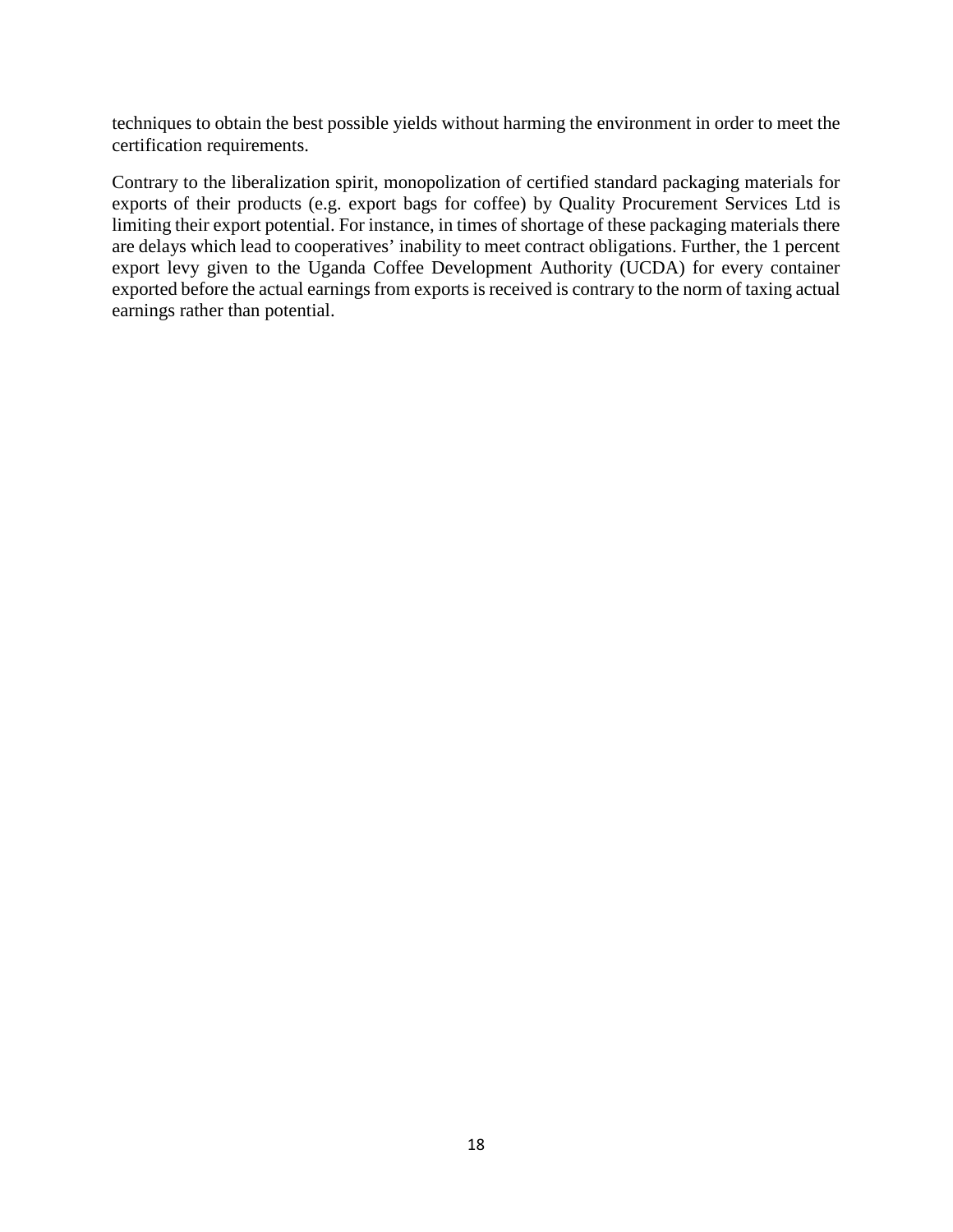techniques to obtain the best possible yields without harming the environment in order to meet the certification requirements.

Contrary to the liberalization spirit, monopolization of certified standard packaging materials for exports of their products (e.g. export bags for coffee) by Quality Procurement Services Ltd is limiting their export potential. For instance, in times of shortage of these packaging materials there are delays which lead to cooperatives' inability to meet contract obligations. Further, the 1 percent export levy given to the Uganda Coffee Development Authority (UCDA) for every container exported before the actual earnings from exports is received is contrary to the norm of taxing actual earnings rather than potential.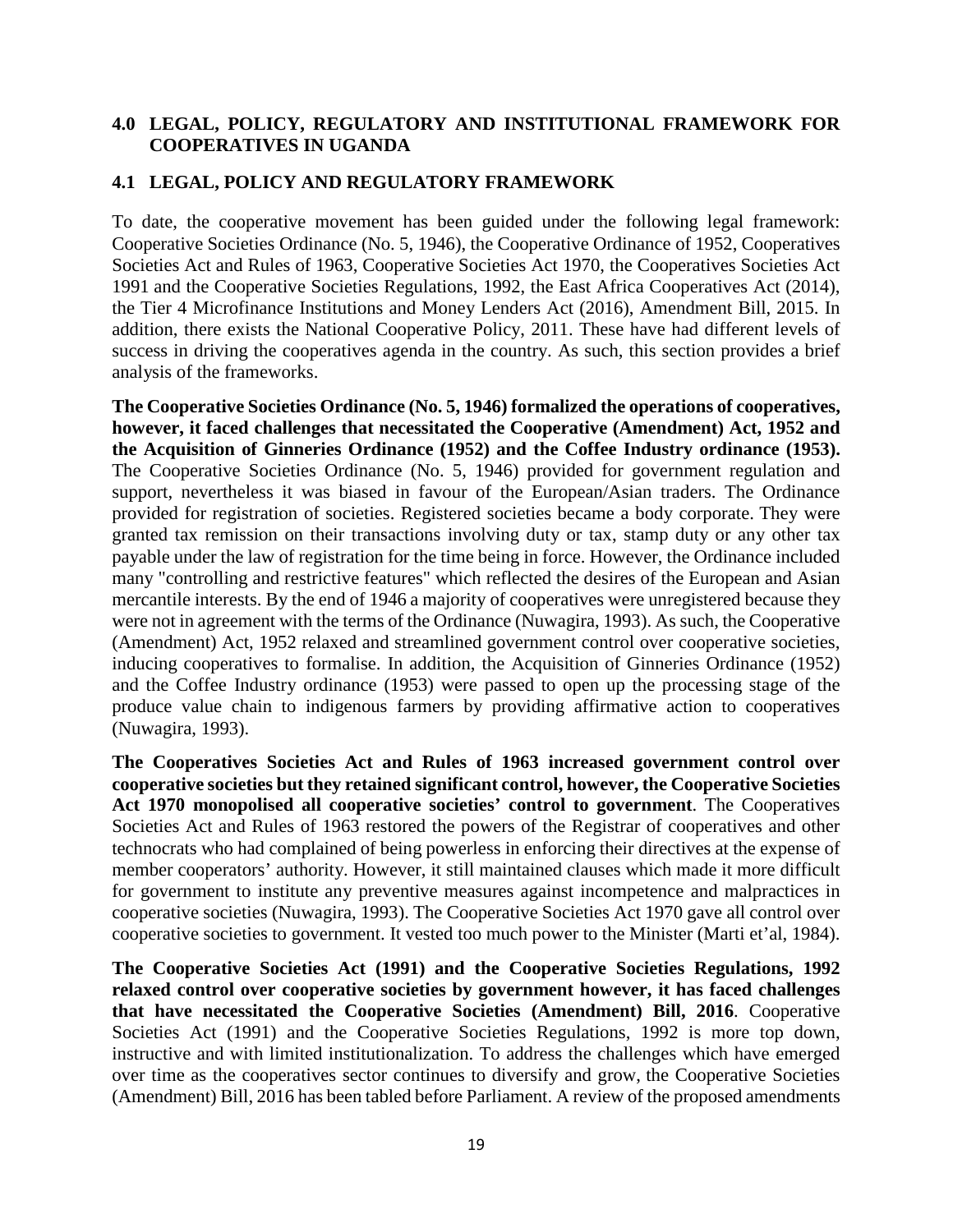## 4.0 LEGAL, POLICY, REGULATORY AND INSTITUTIONAL FRAMEWORK FOR COOPERATIVES IN UGANDA

### 4.1 LEGAL, POLICY AND REGULATORY FRAMEWORK

To date, the cooperative movement has been guided under the following legal framework: Cooperative Societies Ordinance (No. 5, 1946), the Cooperative Ordinance of 1952, Cooperatives Societies Act and Rules of 1963, Cooperative Societies Act 1970, the Cooperatives Societies Act 1991 and the Cooperative Societies Regulations, 1992, the East Africa Cooperatives Act (2014), the Tier 4 Microfinance Institutions and Money Lenders Act (2016), Amendment Bill, 2015. In addition, there exists the National Cooperative Policy, 2011. These have had different levels of success in driving the cooperatives agenda in the country. As such, this section provides a brief analysis of the frameworks.

**The Cooperative Societies Ordinance (No. 5, 1946) formalized the operations of cooperatives, however, it faced challenges that necessitated the Cooperative (Amendment) Act, 1952 and the Acquisition of Ginneries Ordinance (1952) and the Coffee Industry ordinance (1953).** The Cooperative Societies Ordinance (No. 5, 1946) provided for government regulation and support, nevertheless it was biased in favour of the European/Asian traders. The Ordinance provided for registration of societies. Registered societies became a body corporate. They were granted tax remission on their transactions involving duty or tax, stamp duty or any other tax payable under the law of registration for the time being in force. However, the Ordinance included many "controlling and restrictive features" which reflected the desires of the European and Asian mercantile interests. By the end of 1946 a majority of cooperatives were unregistered because they were not in agreement with the terms of the Ordinance (Nuwagira, 1993). As such, the Cooperative (Amendment) Act, 1952 relaxed and streamlined government control over cooperative societies, inducing cooperatives to formalise. In addition, the Acquisition of Ginneries Ordinance (1952) and the Coffee Industry ordinance (1953) were passed to open up the processing stage of the produce value chain to indigenous farmers by providing affirmative action to cooperatives (Nuwagira, 1993).

**The Cooperatives Societies Act and Rules of 1963 increased government control over cooperative societies but they retained significant control, however, the Cooperative Societies Act 1970 monopolised all cooperative societies' control to government**. The Cooperatives Societies Act and Rules of 1963 restored the powers of the Registrar of cooperatives and other technocrats who had complained of being powerless in enforcing their directives at the expense of member cooperators' authority. However, it still maintained clauses which made it more difficult for government to institute any preventive measures against incompetence and malpractices in cooperative societies (Nuwagira, 1993). The Cooperative Societies Act 1970 gave all control over cooperative societies to government. It vested too much power to the Minister (Marti et'al, 1984).

**The Cooperative Societies Act (1991) and the Cooperative Societies Regulations, 1992 relaxed control over cooperative societies by government however, it has faced challenges that have necessitated the Cooperative Societies (Amendment) Bill, 2016**. Cooperative Societies Act (1991) and the Cooperative Societies Regulations, 1992 is more top down, instructive and with limited institutionalization. To address the challenges which have emerged over time as the cooperatives sector continues to diversify and grow, the Cooperative Societies (Amendment) Bill, 2016 has been tabled before Parliament. A review of the proposed amendments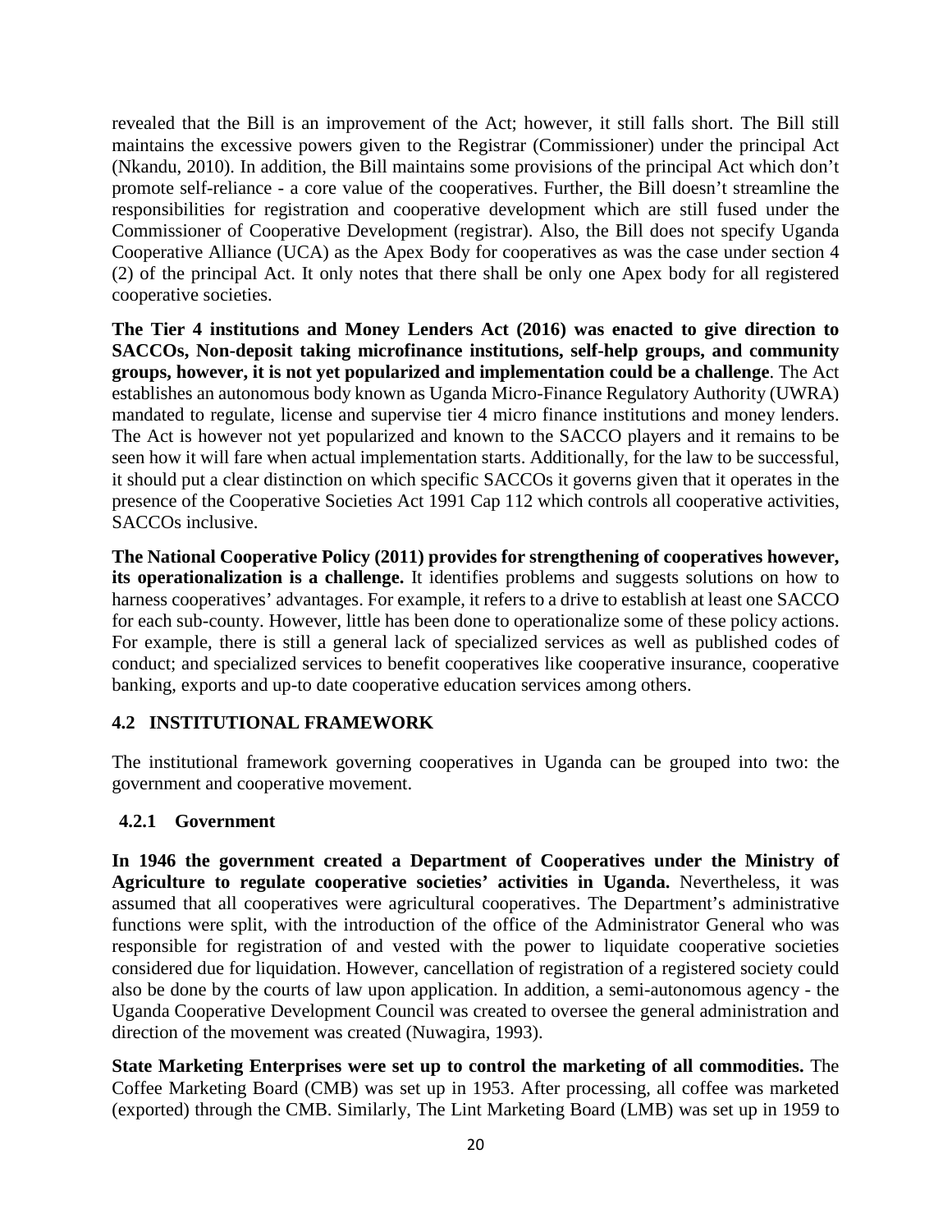revealed that the Bill is an improvement of the Act; however, it still falls short. The Bill still maintains the excessive powers given to the Registrar (Commissioner) under the principal Act (Nkandu, 2010). In addition, the Bill maintains some provisions of the principal Act which don't promote self-reliance - a core value of the cooperatives. Further, the Bill doesn't streamline the responsibilities for registration and cooperative development which are still fused under the Commissioner of Cooperative Development (registrar). Also, the Bill does not specify Uganda Cooperative Alliance (UCA) as the Apex Body for cooperatives as was the case under section 4 (2) of the principal Act. It only notes that there shall be only one Apex body for all registered cooperative societies.

**The Tier 4 institutions and Money Lenders Act (2016) was enacted to give direction to SACCOs, Non-deposit taking microfinance institutions, self-help groups, and community groups, however, it is not yet popularized and implementation could be a challenge**. The Act establishes an autonomous body known as Uganda Micro-Finance Regulatory Authority (UWRA) mandated to regulate, license and supervise tier 4 micro finance institutions and money lenders. The Act is however not yet popularized and known to the SACCO players and it remains to be seen how it will fare when actual implementation starts. Additionally, for the law to be successful, it should put a clear distinction on which specific SACCOs it governs given that it operates in the presence of the Cooperative Societies Act 1991 Cap 112 which controls all cooperative activities, SACCOs inclusive.

**The National Cooperative Policy (2011) provides for strengthening of cooperatives however, its operationalization is a challenge.** It identifies problems and suggests solutions on how to harness cooperatives' advantages. For example, it refers to a drive to establish at least one SACCO for each sub-county. However, little has been done to operationalize some of these policy actions. For example, there is still a general lack of specialized services as well as published codes of conduct; and specialized services to benefit cooperatives like cooperative insurance, cooperative banking, exports and up-to date cooperative education services among others.

## 4.2 INSTITUTIONAL FRAMEWORK

The institutional framework governing cooperatives in Uganda can be grouped into two: the government and cooperative movement.

### 4.2.1 Government

**In 1946 the government created a Department of Cooperatives under the Ministry of Agriculture to regulate cooperative societies' activities in Uganda.** Nevertheless, it was assumed that all cooperatives were agricultural cooperatives. The Department's administrative functions were split, with the introduction of the office of the Administrator General who was responsible for registration of and vested with the power to liquidate cooperative societies considered due for liquidation. However, cancellation of registration of a registered society could also be done by the courts of law upon application. In addition, a semi-autonomous agency - the Uganda Cooperative Development Council was created to oversee the general administration and direction of the movement was created (Nuwagira, 1993).

**State Marketing Enterprises were set up to control the marketing of all commodities.** The Coffee Marketing Board (CMB) was set up in 1953. After processing, all coffee was marketed (exported) through the CMB. Similarly, The Lint Marketing Board (LMB) was set up in 1959 to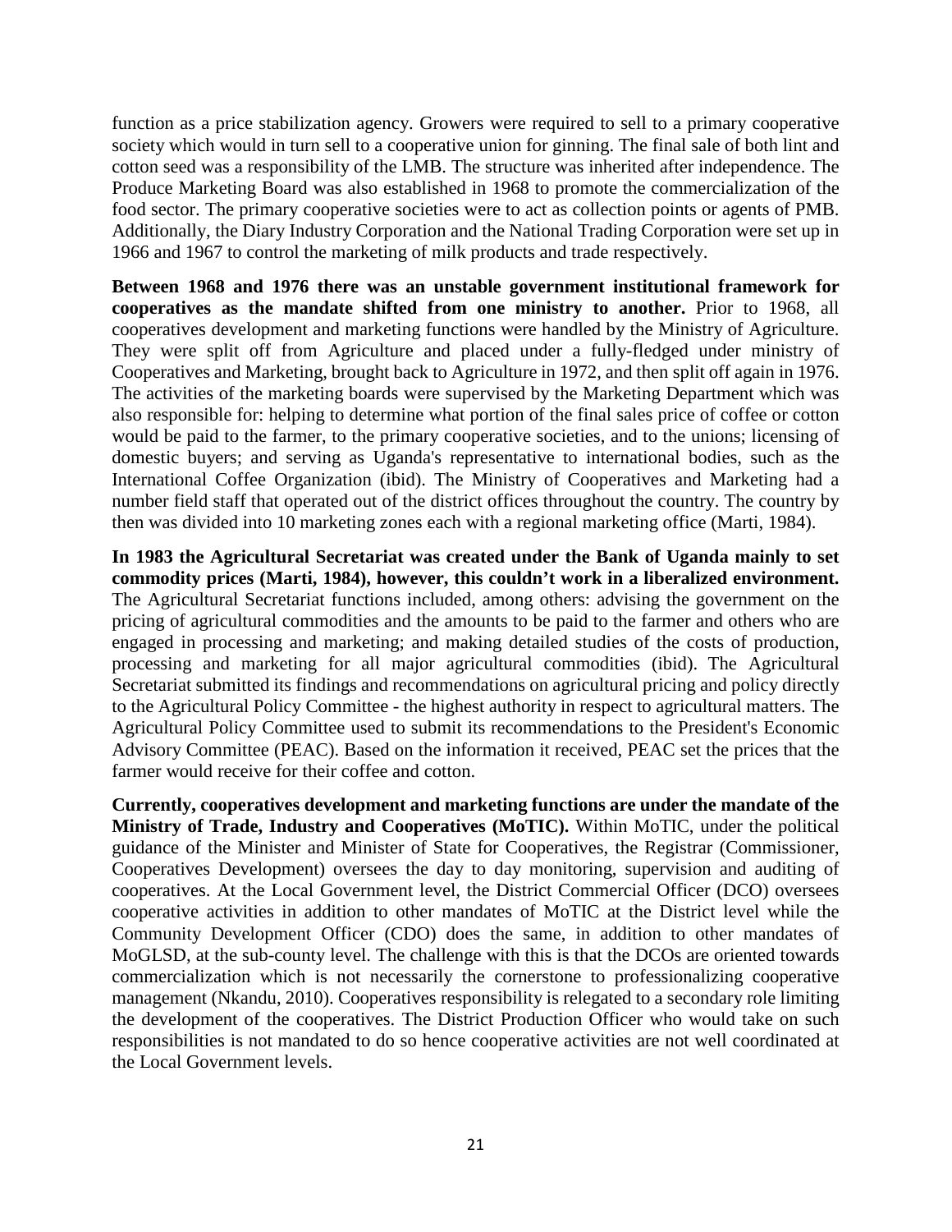function as a price stabilization agency. Growers were required to sell to a primary cooperative society which would in turn sell to a cooperative union for ginning. The final sale of both lint and cotton seed was a responsibility of the LMB. The structure was inherited after independence. The Produce Marketing Board was also established in 1968 to promote the commercialization of the food sector. The primary cooperative societies were to act as collection points or agents of PMB. Additionally, the Diary Industry Corporation and the National Trading Corporation were set up in 1966 and 1967 to control the marketing of milk products and trade respectively.

**Between 1968 and 1976 there was an unstable government institutional framework for cooperatives as the mandate shifted from one ministry to another.** Prior to 1968, all cooperatives development and marketing functions were handled by the Ministry of Agriculture. They were split off from Agriculture and placed under a fully-fledged under ministry of Cooperatives and Marketing, brought back to Agriculture in 1972, and then split off again in 1976. The activities of the marketing boards were supervised by the Marketing Department which was also responsible for: helping to determine what portion of the final sales price of coffee or cotton would be paid to the farmer, to the primary cooperative societies, and to the unions; licensing of domestic buyers; and serving as Uganda's representative to international bodies, such as the International Coffee Organization (ibid). The Ministry of Cooperatives and Marketing had a number field staff that operated out of the district offices throughout the country. The country by then was divided into 10 marketing zones each with a regional marketing office (Marti, 1984).

**In 1983 the Agricultural Secretariat was created under the Bank of Uganda mainly to set commodity prices (Marti, 1984), however, this couldn't work in a liberalized environment.** The Agricultural Secretariat functions included, among others: advising the government on the pricing of agricultural commodities and the amounts to be paid to the farmer and others who are engaged in processing and marketing; and making detailed studies of the costs of production, processing and marketing for all major agricultural commodities (ibid). The Agricultural Secretariat submitted its findings and recommendations on agricultural pricing and policy directly to the Agricultural Policy Committee - the highest authority in respect to agricultural matters. The Agricultural Policy Committee used to submit its recommendations to the President's Economic Advisory Committee (PEAC). Based on the information it received, PEAC set the prices that the farmer would receive for their coffee and cotton.

**Currently, cooperatives development and marketing functions are under the mandate of the Ministry of Trade, Industry and Cooperatives (MoTIC).** Within MoTIC, under the political guidance of the Minister and Minister of State for Cooperatives, the Registrar (Commissioner, Cooperatives Development) oversees the day to day monitoring, supervision and auditing of cooperatives. At the Local Government level, the District Commercial Officer (DCO) oversees cooperative activities in addition to other mandates of MoTIC at the District level while the Community Development Officer (CDO) does the same, in addition to other mandates of MoGLSD, at the sub-county level. The challenge with this is that the DCOs are oriented towards commercialization which is not necessarily the cornerstone to professionalizing cooperative management (Nkandu, 2010). Cooperatives responsibility is relegated to a secondary role limiting the development of the cooperatives. The District Production Officer who would take on such responsibilities is not mandated to do so hence cooperative activities are not well coordinated at the Local Government levels.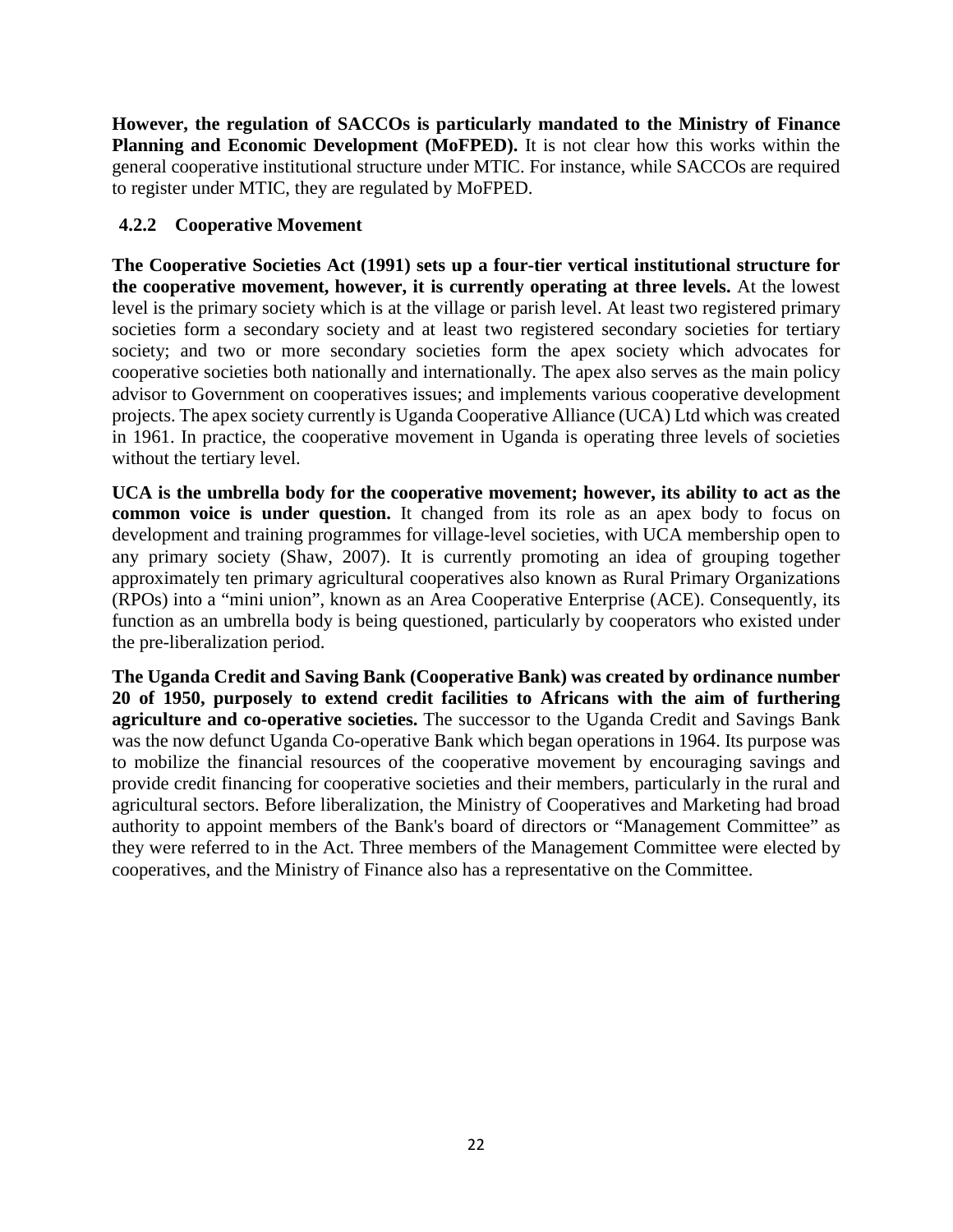**However, the regulation of SACCOs is particularly mandated to the Ministry of Finance Planning and Economic Development (MoFPED).** It is not clear how this works within the general cooperative institutional structure under MTIC. For instance, while SACCOs are required to register under MTIC, they are regulated by MoFPED.

### 4.2.2 Cooperative Movement

**The Cooperative Societies Act (1991) sets up a four-tier vertical institutional structure for the cooperative movement, however, it is currently operating at three levels.** At the lowest level is the primary society which is at the village or parish level. At least two registered primary societies form a secondary society and at least two registered secondary societies for tertiary society; and two or more secondary societies form the apex society which advocates for cooperative societies both nationally and internationally. The apex also serves as the main policy advisor to Government on cooperatives issues; and implements various cooperative development projects. The apex society currently is Uganda Cooperative Alliance (UCA) Ltd which was created in 1961. In practice, the cooperative movement in Uganda is operating three levels of societies without the tertiary level.

**UCA is the umbrella body for the cooperative movement; however, its ability to act as the common voice is under question.** It changed from its role as an apex body to focus on development and training programmes for village-level societies, with UCA membership open to any primary society (Shaw, 2007). It is currently promoting an idea of grouping together approximately ten primary agricultural cooperatives also known as Rural Primary Organizations (RPOs) into a "mini union", known as an Area Cooperative Enterprise (ACE). Consequently, its function as an umbrella body is being questioned, particularly by cooperators who existed under the pre-liberalization period.

**The Uganda Credit and Saving Bank (Cooperative Bank) was created by ordinance number 20 of 1950, purposely to extend credit facilities to Africans with the aim of furthering agriculture and co-operative societies.** The successor to the Uganda Credit and Savings Bank was the now defunct Uganda Co-operative Bank which began operations in 1964. Its purpose was to mobilize the financial resources of the cooperative movement by encouraging savings and provide credit financing for cooperative societies and their members, particularly in the rural and agricultural sectors. Before liberalization, the Ministry of Cooperatives and Marketing had broad authority to appoint members of the Bank's board of directors or "Management Committee" as they were referred to in the Act. Three members of the Management Committee were elected by cooperatives, and the Ministry of Finance also has a representative on the Committee.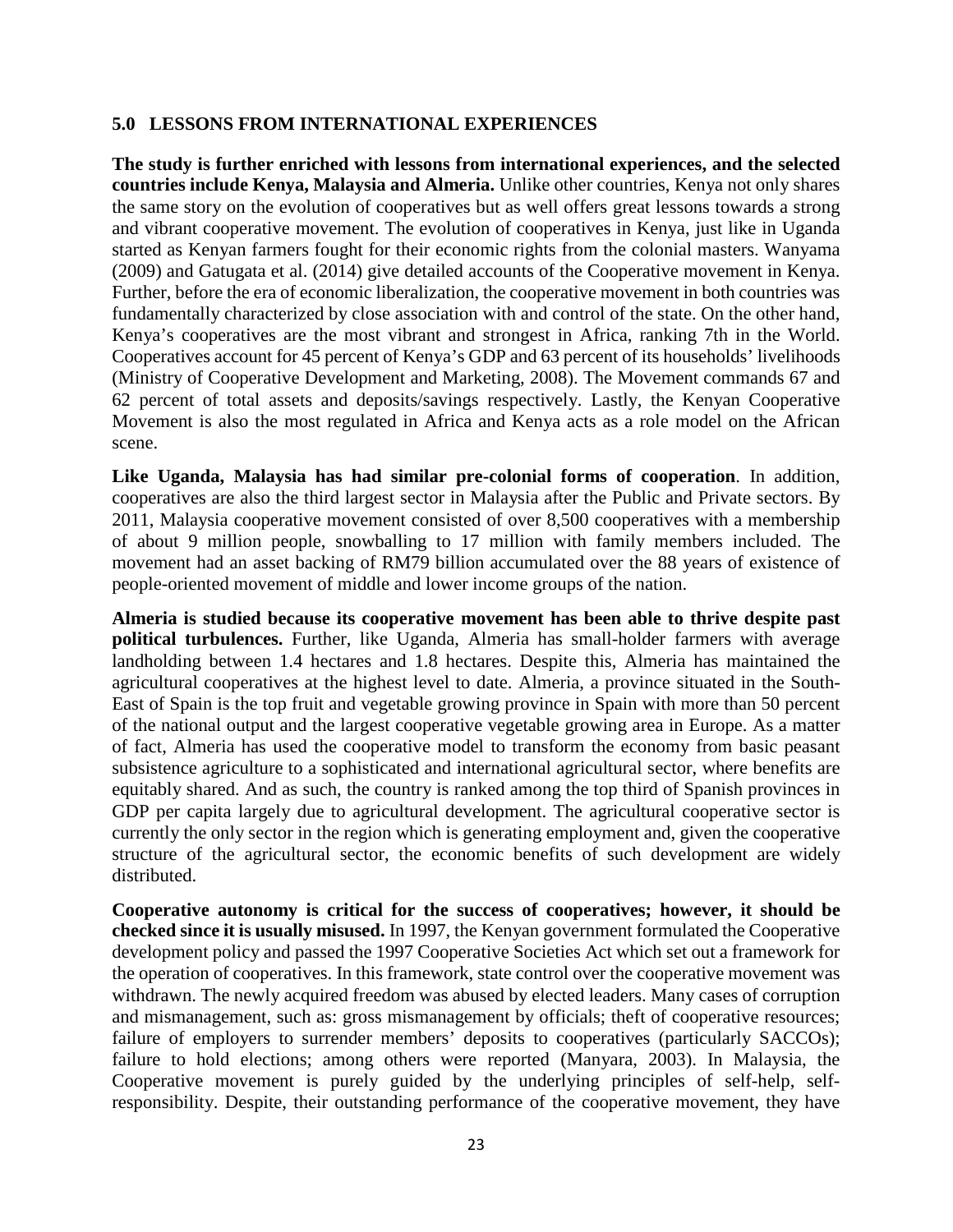## 5.0 LESSONS FROM INTERNATIONAL EXPERIENCES

**The study is further enriched with lessons from international experiences, and the selected countries include Kenya, Malaysia and Almeria.** Unlike other countries, Kenya not only shares the same story on the evolution of cooperatives but as well offers great lessons towards a strong and vibrant cooperative movement. The evolution of cooperatives in Kenya, just like in Uganda started as Kenyan farmers fought for their economic rights from the colonial masters. Wanyama (2009) and Gatugata et al. (2014) give detailed accounts of the Cooperative movement in Kenya. Further, before the era of economic liberalization, the cooperative movement in both countries was fundamentally characterized by close association with and control of the state. On the other hand, Kenya's cooperatives are the most vibrant and strongest in Africa, ranking 7th in the World. Cooperatives account for 45 percent of Kenya's GDP and 63 percent of its households' livelihoods (Ministry of Cooperative Development and Marketing, 2008). The Movement commands 67 and 62 percent of total assets and deposits/savings respectively. Lastly, the Kenyan Cooperative Movement is also the most regulated in Africa and Kenya acts as a role model on the African scene.

**Like Uganda, Malaysia has had similar pre-colonial forms of cooperation**. In addition, cooperatives are also the third largest sector in Malaysia after the Public and Private sectors. By 2011, Malaysia cooperative movement consisted of over 8,500 cooperatives with a membership of about 9 million people, snowballing to 17 million with family members included. The movement had an asset backing of RM79 billion accumulated over the 88 years of existence of people-oriented movement of middle and lower income groups of the nation.

**Almeria is studied because its cooperative movement has been able to thrive despite past political turbulences.** Further, like Uganda, Almeria has small-holder farmers with average landholding between 1.4 hectares and 1.8 hectares. Despite this, Almeria has maintained the agricultural cooperatives at the highest level to date. Almeria, a province situated in the South-East of Spain is the top fruit and vegetable growing province in Spain with more than 50 percent of the national output and the largest cooperative vegetable growing area in Europe. As a matter of fact, Almeria has used the cooperative model to transform the economy from basic peasant subsistence agriculture to a sophisticated and international agricultural sector, where benefits are equitably shared. And as such, the country is ranked among the top third of Spanish provinces in GDP per capita largely due to agricultural development. The agricultural cooperative sector is currently the only sector in the region which is generating employment and, given the cooperative structure of the agricultural sector, the economic benefits of such development are widely distributed.

**Cooperative autonomy is critical for the success of cooperatives; however, it should be checked since it is usually misused.** In 1997, the Kenyan government formulated the Cooperative development policy and passed the 1997 Cooperative Societies Act which set out a framework for the operation of cooperatives. In this framework, state control over the cooperative movement was withdrawn. The newly acquired freedom was abused by elected leaders. Many cases of corruption and mismanagement, such as: gross mismanagement by officials; theft of cooperative resources; failure of employers to surrender members' deposits to cooperatives (particularly SACCOs); failure to hold elections; among others were reported (Manyara, 2003). In Malaysia, the Cooperative movement is purely guided by the underlying principles of self-help, self-responsibility. Despite, their outstanding performance of the cooperative movement, they have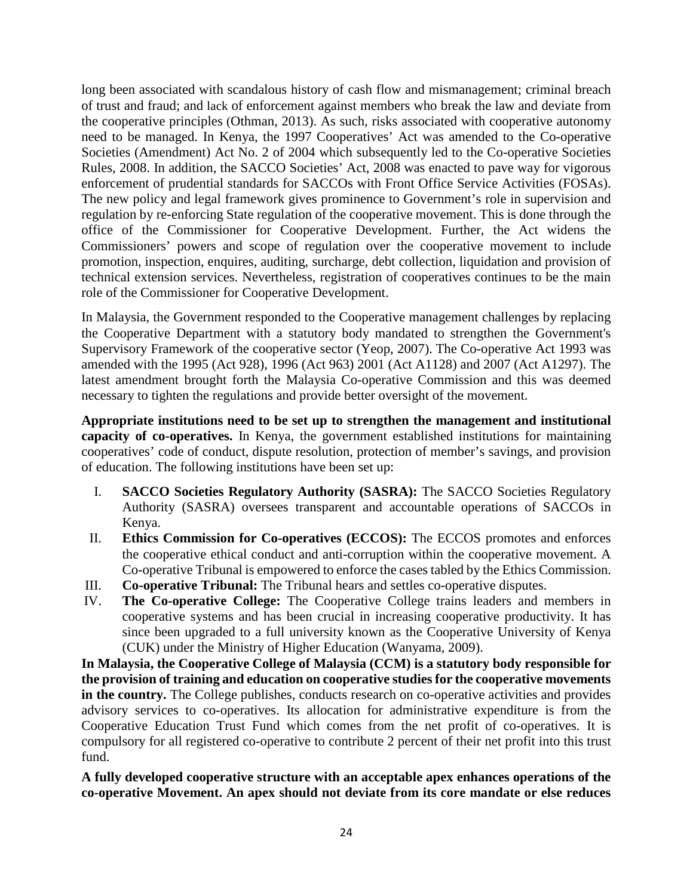long been associated with scandalous history of cash flow and mismanagement; criminal breach of trust and fraud; and lack of enforcement against members who break the law and deviate from the cooperative principles (Othman, 2013). As such, risks associated with cooperative autonomy need to be managed. In Kenya, the 1997 Cooperatives' Act was amended to the Co-operative Societies (Amendment) Act No. 2 of 2004 which subsequently led to the Co-operative Societies Rules, 2008. In addition, the SACCO Societies' Act, 2008 was enacted to pave way for vigorous enforcement of prudential standards for SACCOs with Front Office Service Activities (FOSAs). The new policy and legal framework gives prominence to Government's role in supervision and regulation by re-enforcing State regulation of the cooperative movement. This is done through the office of the Commissioner for Cooperative Development. Further, the Act widens the Commissioners' powers and scope of regulation over the cooperative movement to include promotion, inspection, enquires, auditing, surcharge, debt collection, liquidation and provision of technical extension services. Nevertheless, registration of cooperatives continues to be the main role of the Commissioner for Cooperative Development.

In Malaysia, the Government responded to the Cooperative management challenges by replacing the Cooperative Department with a statutory body mandated to strengthen the Government's Supervisory Framework of the cooperative sector (Yeop, 2007). The Co-operative Act 1993 was amended with the 1995 (Act 928), 1996 (Act 963) 2001 (Act A1128) and 2007 (Act A1297). The latest amendment brought forth the Malaysia Co-operative Commission and this was deemed necessary to tighten the regulations and provide better oversight of the movement.

**Appropriate institutions need to be set up to strengthen the management and institutional capacity of co-operatives.** In Kenya, the government established institutions for maintaining cooperatives' code of conduct, dispute resolution, protection of member's savings, and provision of education. The following institutions have been set up:

I. **SACCO Societies Regulatory Authority (SASRA):** The SACCO Societies Regulatory Authority (SASRA) oversees transparent and accountable operations of SACCOs in Kenya.
II. **Ethics Commission for Co-operatives (ECCOS):** The ECCOS promotes and enforces the cooperative ethical conduct and anti-corruption within the cooperative movement. A Co-operative Tribunal is empowered to enforce the cases tabled by the Ethics Commission.
III. **Co-operative Tribunal:** The Tribunal hears and settles co-operative disputes.
IV. **The Co-operative College:** The Cooperative College trains leaders and members in cooperative systems and has been crucial in increasing cooperative productivity. It has since been upgraded to a full university known as the Cooperative University of Kenya (CUK) under the Ministry of Higher Education (Wanyama, 2009).

**In Malaysia, the Cooperative College of Malaysia (CCM) is a statutory body responsible for the provision of training and education on cooperative studies for the cooperative movements in the country.** The College publishes, conducts research on co-operative activities and provides advisory services to co-operatives. Its allocation for administrative expenditure is from the Cooperative Education Trust Fund which comes from the net profit of co-operatives. It is compulsory for all registered co-operative to contribute 2 percent of their net profit into this trust fund.

**A fully developed cooperative structure with an acceptable apex enhances operations of the co-operative Movement. An apex should not deviate from its core mandate or else reduces**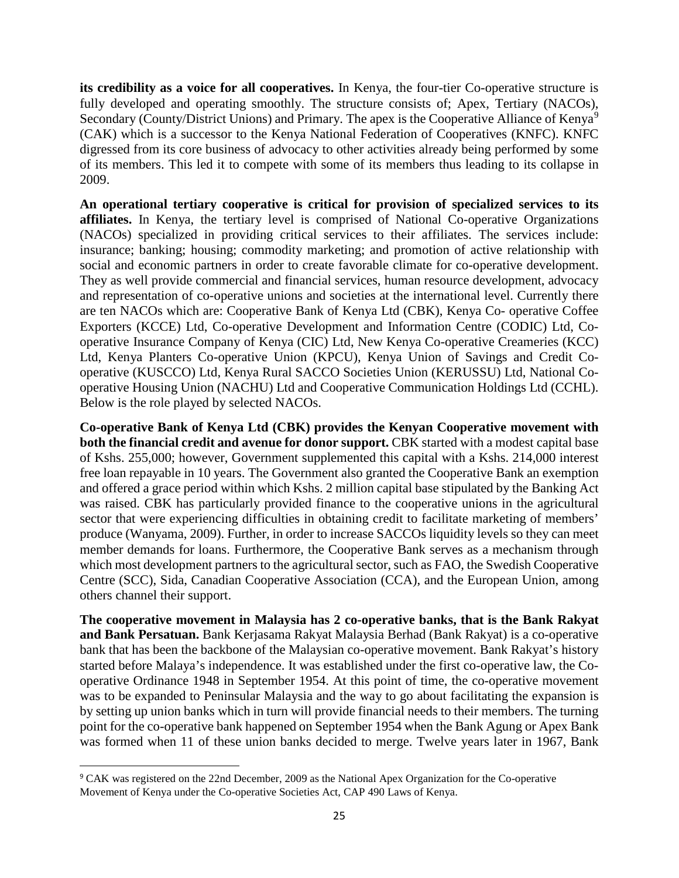**its credibility as a voice for all cooperatives.** In Kenya, the four-tier Co-operative structure is fully developed and operating smoothly. The structure consists of; Apex, Tertiary (NACOs), Secondary (County/District Unions) and Primary. The apex is the Cooperative Alliance of Kenya[9] (CAK) which is a successor to the Kenya National Federation of Cooperatives (KNFC). KNFC digressed from its core business of advocacy to other activities already being performed by some of its members. This led it to compete with some of its members thus leading to its collapse in 2009.

**An operational tertiary cooperative is critical for provision of specialized services to its affiliates.** In Kenya, the tertiary level is comprised of National Co-operative Organizations (NACOs) specialized in providing critical services to their affiliates. The services include: insurance; banking; housing; commodity marketing; and promotion of active relationship with social and economic partners in order to create favorable climate for co-operative development. They as well provide commercial and financial services, human resource development, advocacy and representation of co-operative unions and societies at the international level. Currently there are ten NACOs which are: Cooperative Bank of Kenya Ltd (CBK), Kenya Co- operative Coffee Exporters (KCCE) Ltd, Co-operative Development and Information Centre (CODIC) Ltd, Co-operative Insurance Company of Kenya (CIC) Ltd, New Kenya Co-operative Creameries (KCC) Ltd, Kenya Planters Co-operative Union (KPCU), Kenya Union of Savings and Credit Co-operative (KUSCCO) Ltd, Kenya Rural SACCO Societies Union (KERUSSU) Ltd, National Co-operative Housing Union (NACHU) Ltd and Cooperative Communication Holdings Ltd (CCHL). Below is the role played by selected NACOs.

**Co-operative Bank of Kenya Ltd (CBK) provides the Kenyan Cooperative movement with both the financial credit and avenue for donor support.** CBK started with a modest capital base of Kshs. 255,000; however, Government supplemented this capital with a Kshs. 214,000 interest free loan repayable in 10 years. The Government also granted the Cooperative Bank an exemption and offered a grace period within which Kshs. 2 million capital base stipulated by the Banking Act was raised. CBK has particularly provided finance to the cooperative unions in the agricultural sector that were experiencing difficulties in obtaining credit to facilitate marketing of members' produce (Wanyama, 2009). Further, in order to increase SACCOs liquidity levels so they can meet member demands for loans. Furthermore, the Cooperative Bank serves as a mechanism through which most development partners to the agricultural sector, such as FAO, the Swedish Cooperative Centre (SCC), Sida, Canadian Cooperative Association (CCA), and the European Union, among others channel their support.

**The cooperative movement in Malaysia has 2 co-operative banks, that is the Bank Rakyat and Bank Persatuan.** Bank Kerjasama Rakyat Malaysia Berhad (Bank Rakyat) is a co-operative bank that has been the backbone of the Malaysian co-operative movement. Bank Rakyat's history started before Malaya's independence. It was established under the first co-operative law, the Co-operative Ordinance 1948 in September 1954. At this point of time, the co-operative movement was to be expanded to Peninsular Malaysia and the way to go about facilitating the expansion is by setting up union banks which in turn will provide financial needs to their members. The turning point for the co-operative bank happened on September 1954 when the Bank Agung or Apex Bank was formed when 11 of these union banks decided to merge. Twelve years later in 1967, Bank

[9] CAK was registered on the 22nd December, 2009 as the National Apex Organization for the Co-operative Movement of Kenya under the Co-operative Societies Act, CAP 490 Laws of Kenya.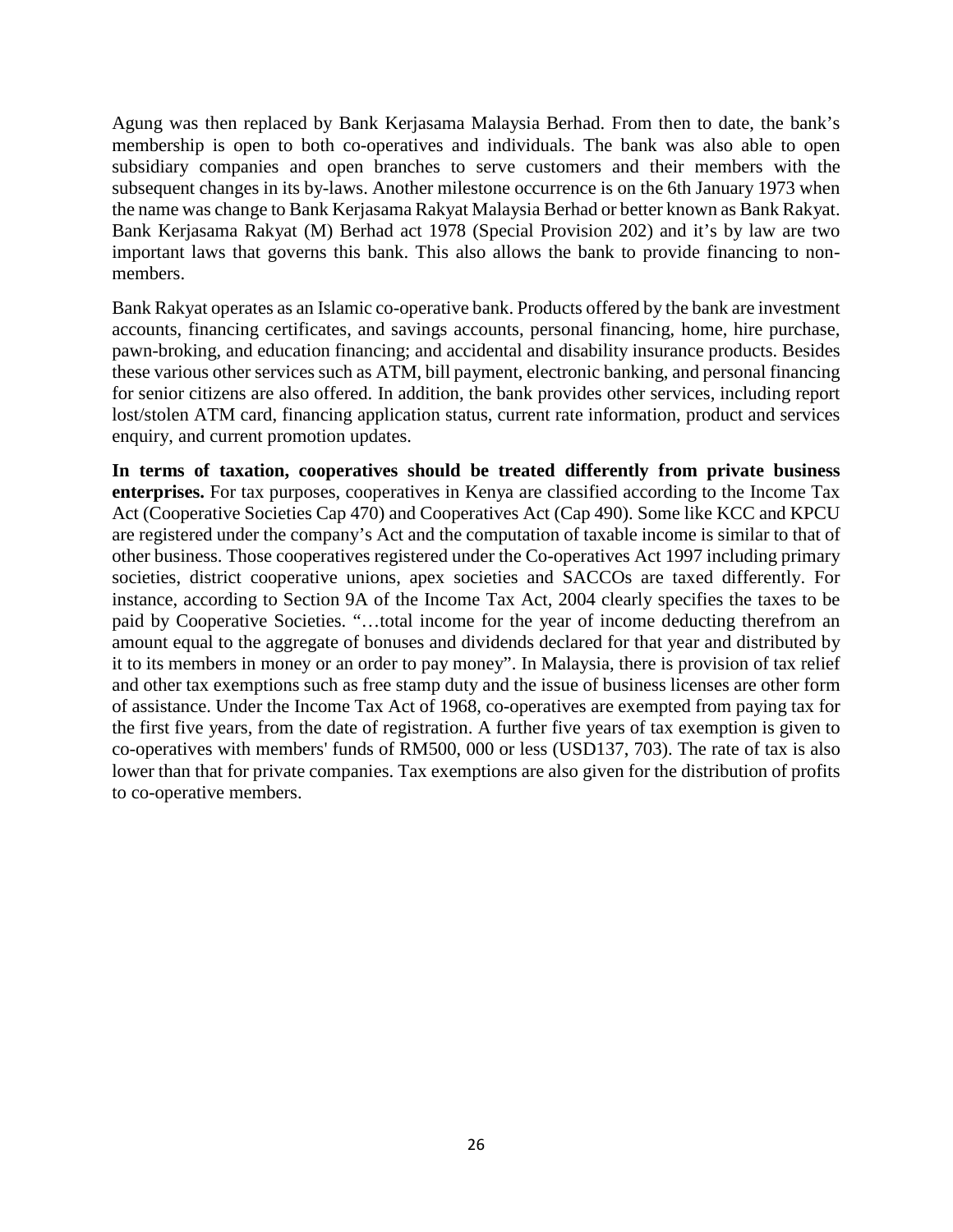Agung was then replaced by Bank Kerjasama Malaysia Berhad. From then to date, the bank's membership is open to both co-operatives and individuals. The bank was also able to open subsidiary companies and open branches to serve customers and their members with the subsequent changes in its by-laws. Another milestone occurrence is on the 6th January 1973 when the name was change to Bank Kerjasama Rakyat Malaysia Berhad or better known as Bank Rakyat. Bank Kerjasama Rakyat (M) Berhad act 1978 (Special Provision 202) and it's by law are two important laws that governs this bank. This also allows the bank to provide financing to non-members.

Bank Rakyat operates as an Islamic co-operative bank. Products offered by the bank are investment accounts, financing certificates, and savings accounts, personal financing, home, hire purchase, pawn-broking, and education financing; and accidental and disability insurance products. Besides these various other services such as ATM, bill payment, electronic banking, and personal financing for senior citizens are also offered. In addition, the bank provides other services, including report lost/stolen ATM card, financing application status, current rate information, product and services enquiry, and current promotion updates.

**In terms of taxation, cooperatives should be treated differently from private business enterprises.** For tax purposes, cooperatives in Kenya are classified according to the Income Tax Act (Cooperative Societies Cap 470) and Cooperatives Act (Cap 490). Some like KCC and KPCU are registered under the company's Act and the computation of taxable income is similar to that of other business. Those cooperatives registered under the Co-operatives Act 1997 including primary societies, district cooperative unions, apex societies and SACCOs are taxed differently. For instance, according to Section 9A of the Income Tax Act, 2004 clearly specifies the taxes to be paid by Cooperative Societies. "…total income for the year of income deducting therefrom an amount equal to the aggregate of bonuses and dividends declared for that year and distributed by it to its members in money or an order to pay money". In Malaysia, there is provision of tax relief and other tax exemptions such as free stamp duty and the issue of business licenses are other form of assistance. Under the Income Tax Act of 1968, co-operatives are exempted from paying tax for the first five years, from the date of registration. A further five years of tax exemption is given to co-operatives with members' funds of RM500, 000 or less (USD137, 703). The rate of tax is also lower than that for private companies. Tax exemptions are also given for the distribution of profits to co-operative members.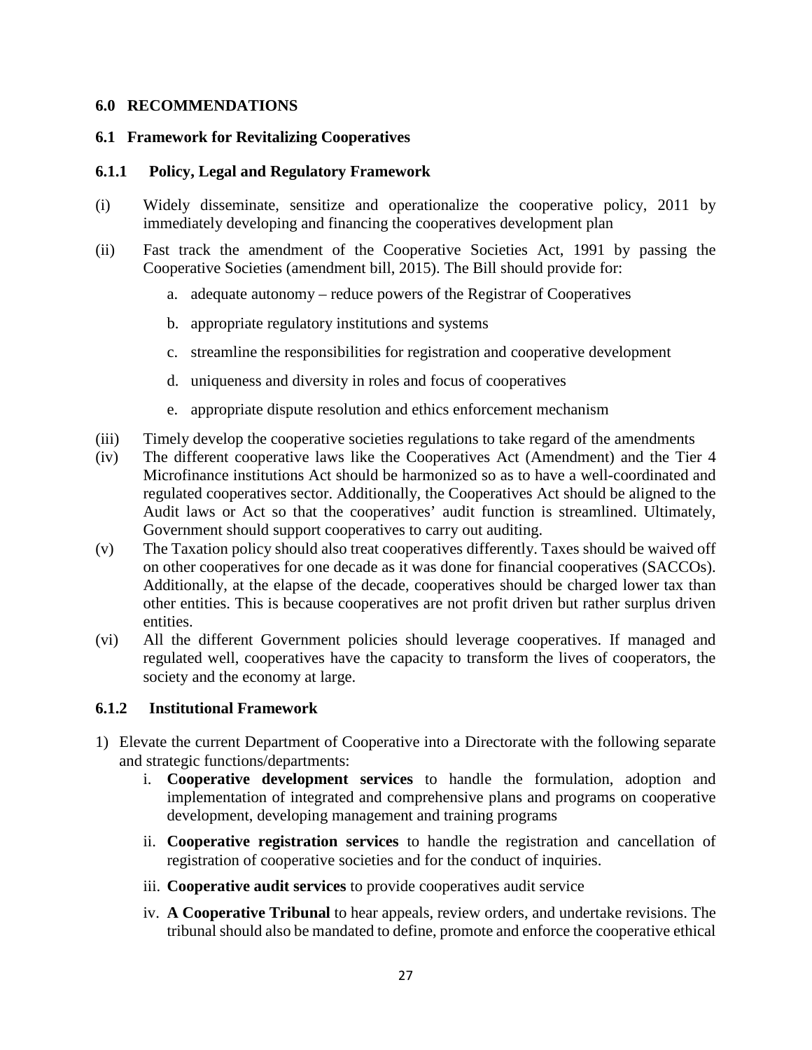## 6.0 RECOMMENDATIONS

### 6.1 Framework for Revitalizing Cooperatives

#### 6.1.1 Policy, Legal and Regulatory Framework

(i) Widely disseminate, sensitize and operationalize the cooperative policy, 2011 by immediately developing and financing the cooperatives development plan

(ii) Fast track the amendment of the Cooperative Societies Act, 1991 by passing the Cooperative Societies (amendment bill, 2015). The Bill should provide for:

   a. adequate autonomy – reduce powers of the Registrar of Cooperatives

   b. appropriate regulatory institutions and systems

   c. streamline the responsibilities for registration and cooperative development

   d. uniqueness and diversity in roles and focus of cooperatives

   e. appropriate dispute resolution and ethics enforcement mechanism

(iii) Timely develop the cooperative societies regulations to take regard of the amendments

(iv) The different cooperative laws like the Cooperatives Act (Amendment) and the Tier 4 Microfinance institutions Act should be harmonized so as to have a well-coordinated and regulated cooperatives sector. Additionally, the Cooperatives Act should be aligned to the Audit laws or Act so that the cooperatives' audit function is streamlined. Ultimately, Government should support cooperatives to carry out auditing.

(v) The Taxation policy should also treat cooperatives differently. Taxes should be waived off on other cooperatives for one decade as it was done for financial cooperatives (SACCOs). Additionally, at the elapse of the decade, cooperatives should be charged lower tax than other entities. This is because cooperatives are not profit driven but rather surplus driven entities.

(vi) All the different Government policies should leverage cooperatives. If managed and regulated well, cooperatives have the capacity to transform the lives of cooperators, the society and the economy at large.

#### 6.1.2 Institutional Framework

1) Elevate the current Department of Cooperative into a Directorate with the following separate and strategic functions/departments:

   i. **Cooperative development services** to handle the formulation, adoption and implementation of integrated and comprehensive plans and programs on cooperative development, developing management and training programs

   ii. **Cooperative registration services** to handle the registration and cancellation of registration of cooperative societies and for the conduct of inquiries.

   iii. **Cooperative audit services** to provide cooperatives audit service

   iv. **A Cooperative Tribunal** to hear appeals, review orders, and undertake revisions. The tribunal should also be mandated to define, promote and enforce the cooperative ethical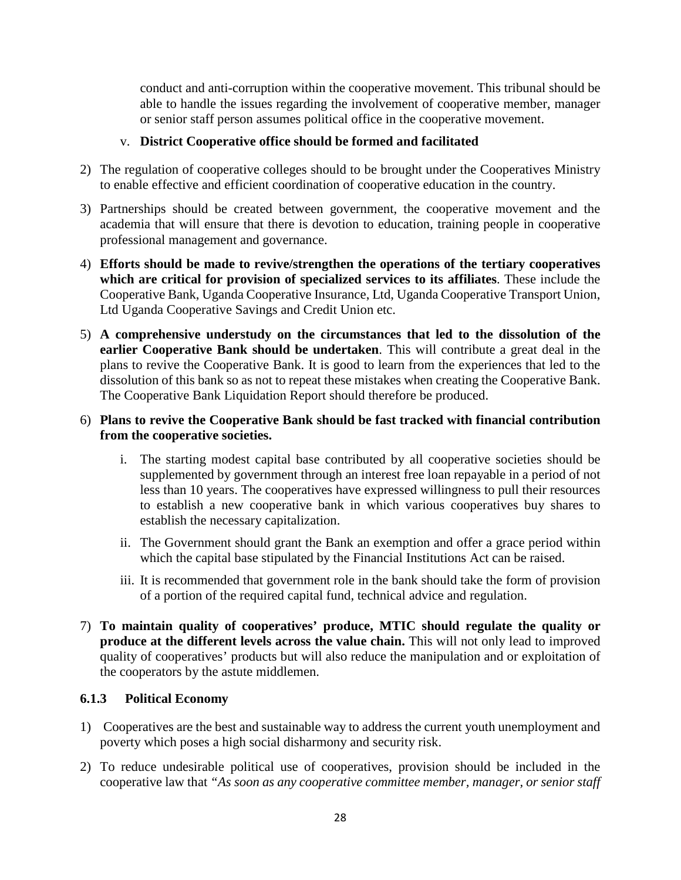conduct and anti-corruption within the cooperative movement. This tribunal should be able to handle the issues regarding the involvement of cooperative member, manager or senior staff person assumes political office in the cooperative movement.

v. **District Cooperative office should be formed and facilitated**

2) The regulation of cooperative colleges should to be brought under the Cooperatives Ministry to enable effective and efficient coordination of cooperative education in the country.

3) Partnerships should be created between government, the cooperative movement and the academia that will ensure that there is devotion to education, training people in cooperative professional management and governance.

4) **Efforts should be made to revive/strengthen the operations of the tertiary cooperatives which are critical for provision of specialized services to its affiliates**. These include the Cooperative Bank, Uganda Cooperative Insurance, Ltd, Uganda Cooperative Transport Union, Ltd Uganda Cooperative Savings and Credit Union etc.

5) **A comprehensive understudy on the circumstances that led to the dissolution of the earlier Cooperative Bank should be undertaken**. This will contribute a great deal in the plans to revive the Cooperative Bank. It is good to learn from the experiences that led to the dissolution of this bank so as not to repeat these mistakes when creating the Cooperative Bank. The Cooperative Bank Liquidation Report should therefore be produced.

6) **Plans to revive the Cooperative Bank should be fast tracked with financial contribution from the cooperative societies.**

   i. The starting modest capital base contributed by all cooperative societies should be supplemented by government through an interest free loan repayable in a period of not less than 10 years. The cooperatives have expressed willingness to pull their resources to establish a new cooperative bank in which various cooperatives buy shares to establish the necessary capitalization.

   ii. The Government should grant the Bank an exemption and offer a grace period within which the capital base stipulated by the Financial Institutions Act can be raised.

   iii. It is recommended that government role in the bank should take the form of provision of a portion of the required capital fund, technical advice and regulation.

7) **To maintain quality of cooperatives' produce, MTIC should regulate the quality or produce at the different levels across the value chain.** This will not only lead to improved quality of cooperatives' products but will also reduce the manipulation and or exploitation of the cooperators by the astute middlemen.

### 6.1.3 Political Economy

1) Cooperatives are the best and sustainable way to address the current youth unemployment and poverty which poses a high social disharmony and security risk.

2) To reduce undesirable political use of cooperatives, provision should be included in the cooperative law that *"As soon as any cooperative committee member, manager, or senior staff*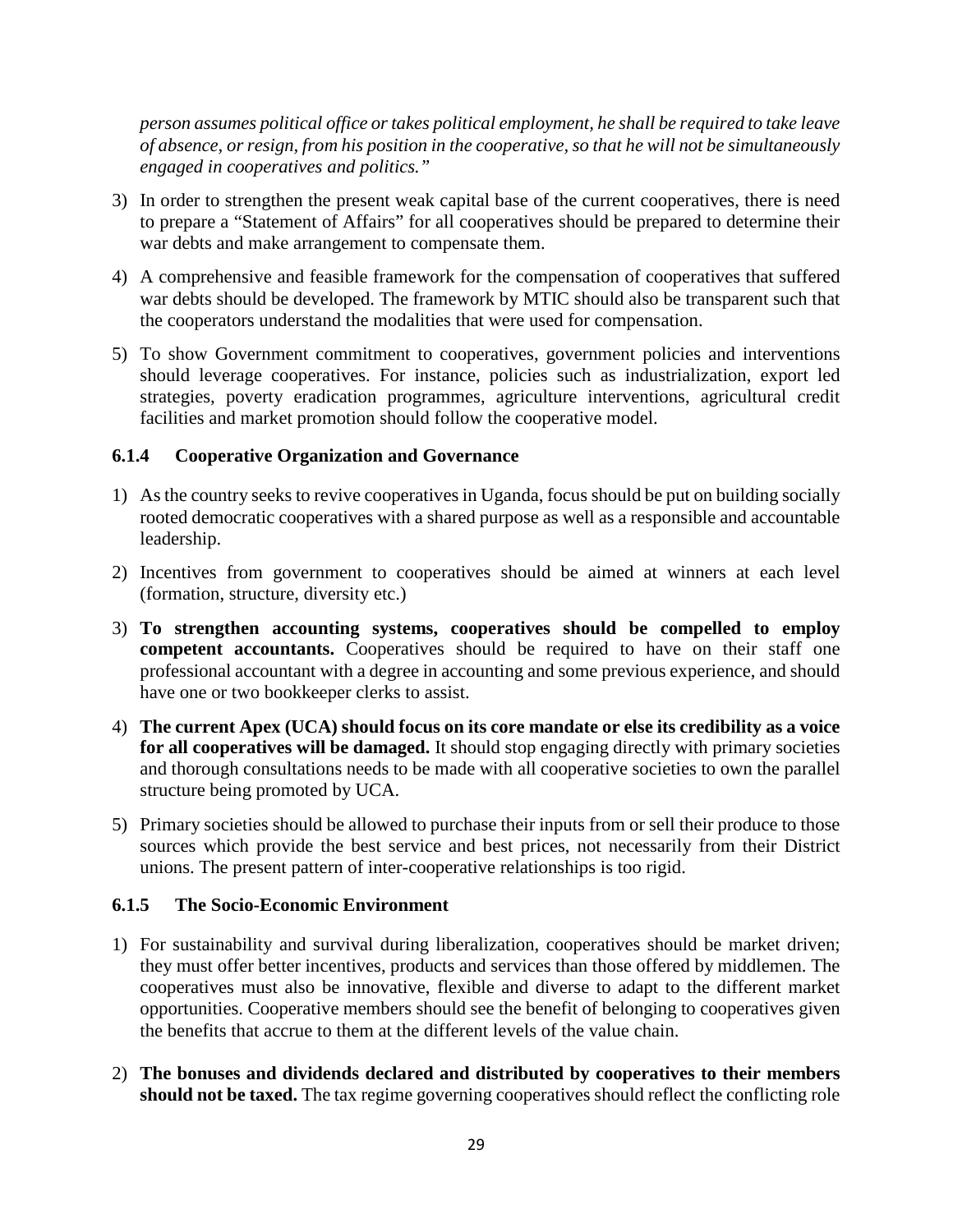*person assumes political office or takes political employment, he shall be required to take leave of absence, or resign, from his position in the cooperative, so that he will not be simultaneously engaged in cooperatives and politics."*

3) In order to strengthen the present weak capital base of the current cooperatives, there is need to prepare a "Statement of Affairs" for all cooperatives should be prepared to determine their war debts and make arrangement to compensate them.

4) A comprehensive and feasible framework for the compensation of cooperatives that suffered war debts should be developed. The framework by MTIC should also be transparent such that the cooperators understand the modalities that were used for compensation.

5) To show Government commitment to cooperatives, government policies and interventions should leverage cooperatives. For instance, policies such as industrialization, export led strategies, poverty eradication programmes, agriculture interventions, agricultural credit facilities and market promotion should follow the cooperative model.

### 6.1.4 Cooperative Organization and Governance

1) As the country seeks to revive cooperatives in Uganda, focus should be put on building socially rooted democratic cooperatives with a shared purpose as well as a responsible and accountable leadership.

2) Incentives from government to cooperatives should be aimed at winners at each level (formation, structure, diversity etc.)

3) **To strengthen accounting systems, cooperatives should be compelled to employ competent accountants.** Cooperatives should be required to have on their staff one professional accountant with a degree in accounting and some previous experience, and should have one or two bookkeeper clerks to assist.

4) **The current Apex (UCA) should focus on its core mandate or else its credibility as a voice for all cooperatives will be damaged.** It should stop engaging directly with primary societies and thorough consultations needs to be made with all cooperative societies to own the parallel structure being promoted by UCA.

5) Primary societies should be allowed to purchase their inputs from or sell their produce to those sources which provide the best service and best prices, not necessarily from their District unions. The present pattern of inter-cooperative relationships is too rigid.

### 6.1.5 The Socio-Economic Environment

1) For sustainability and survival during liberalization, cooperatives should be market driven; they must offer better incentives, products and services than those offered by middlemen. The cooperatives must also be innovative, flexible and diverse to adapt to the different market opportunities. Cooperative members should see the benefit of belonging to cooperatives given the benefits that accrue to them at the different levels of the value chain.

2) **The bonuses and dividends declared and distributed by cooperatives to their members should not be taxed.** The tax regime governing cooperatives should reflect the conflicting role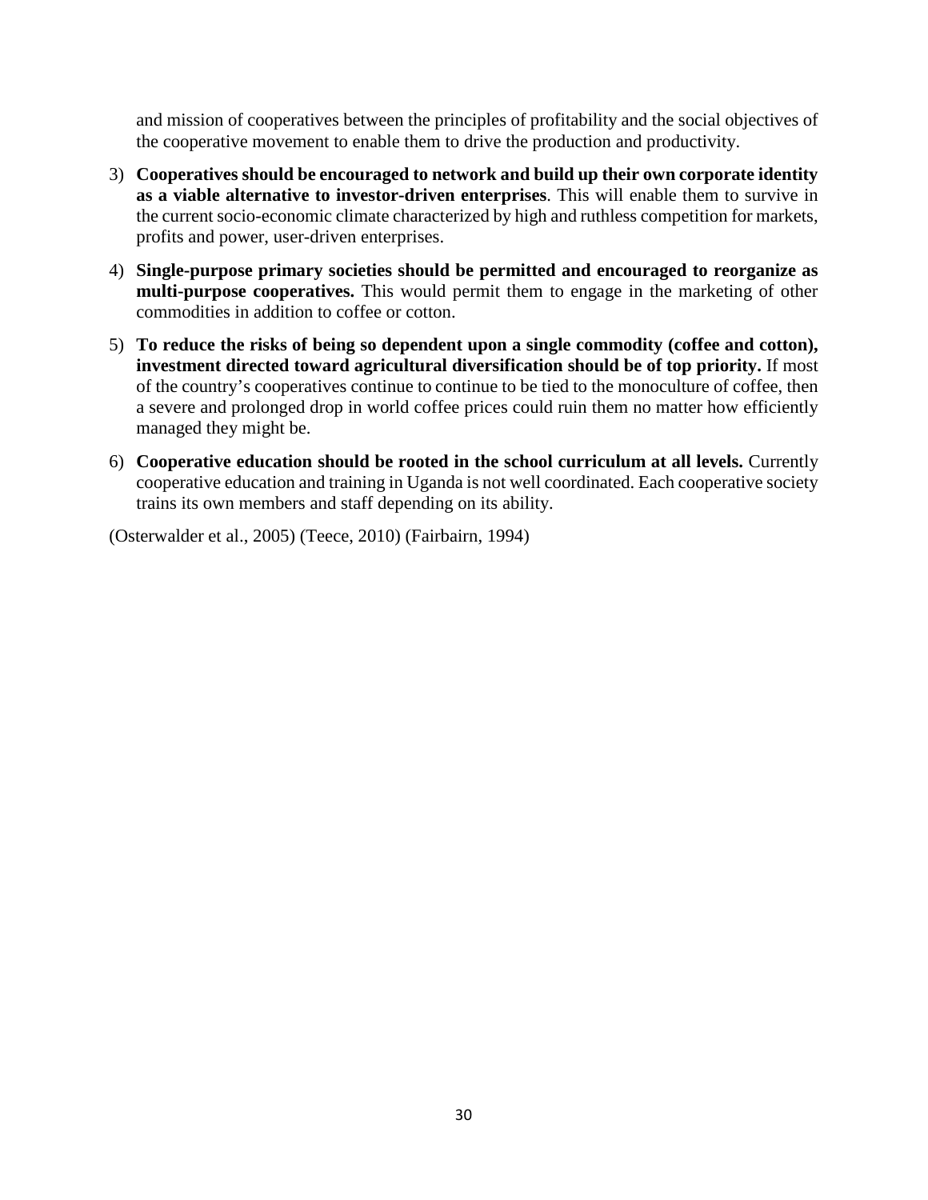and mission of cooperatives between the principles of profitability and the social objectives of the cooperative movement to enable them to drive the production and productivity.

3) **Cooperatives should be encouraged to network and build up their own corporate identity as a viable alternative to investor-driven enterprises**. This will enable them to survive in the current socio-economic climate characterized by high and ruthless competition for markets, profits and power, user-driven enterprises.

4) **Single-purpose primary societies should be permitted and encouraged to reorganize as multi-purpose cooperatives.** This would permit them to engage in the marketing of other commodities in addition to coffee or cotton.

5) **To reduce the risks of being so dependent upon a single commodity (coffee and cotton), investment directed toward agricultural diversification should be of top priority.** If most of the country's cooperatives continue to continue to be tied to the monoculture of coffee, then a severe and prolonged drop in world coffee prices could ruin them no matter how efficiently managed they might be.

6) **Cooperative education should be rooted in the school curriculum at all levels.** Currently cooperative education and training in Uganda is not well coordinated. Each cooperative society trains its own members and staff depending on its ability.

(Osterwalder et al., 2005) (Teece, 2010) (Fairbairn, 1994)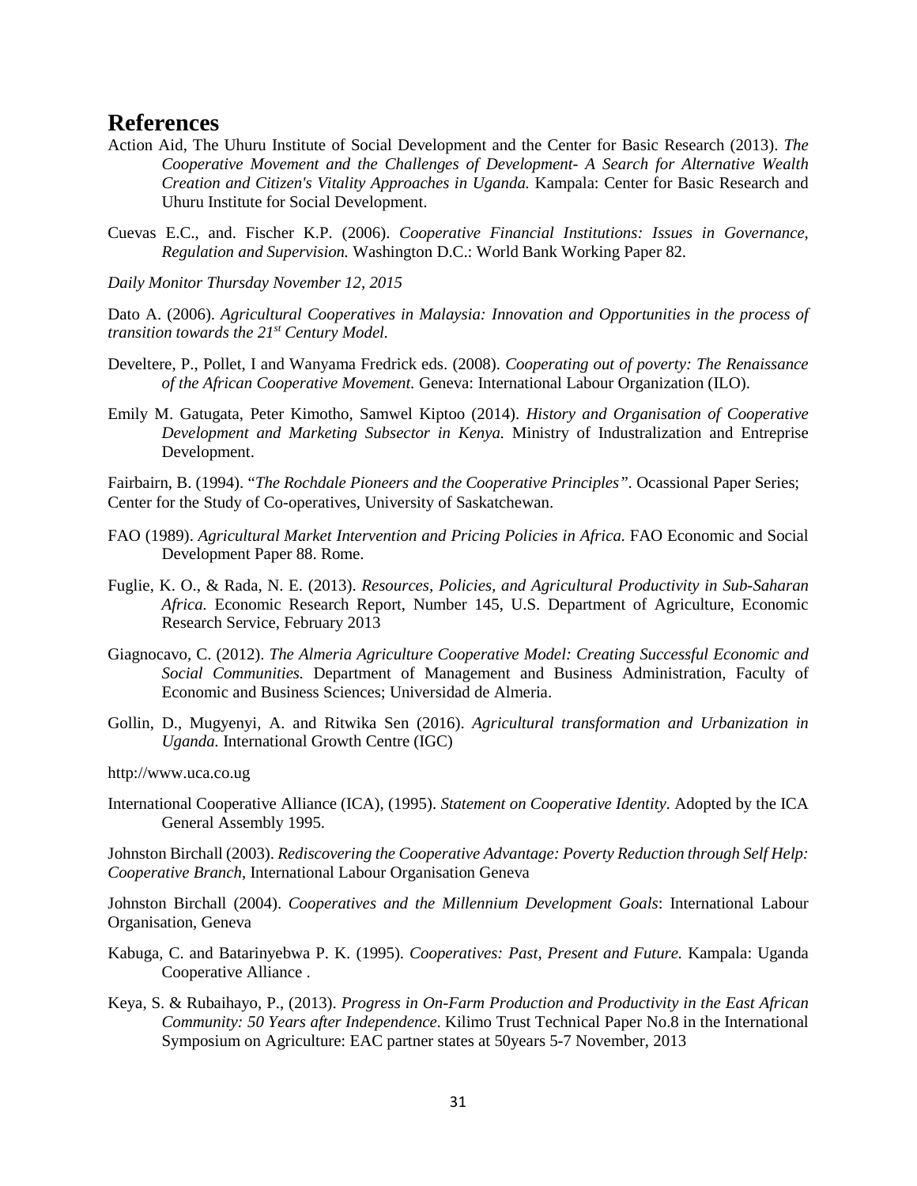# References

Action Aid, The Uhuru Institute of Social Development and the Center for Basic Research (2013). *The Cooperative Movement and the Challenges of Development- A Search for Alternative Wealth Creation and Citizen's Vitality Approaches in Uganda.* Kampala: Center for Basic Research and Uhuru Institute for Social Development.

Cuevas E.C., and. Fischer K.P. (2006). *Cooperative Financial Institutions: Issues in Governance, Regulation and Supervision.* Washington D.C.: World Bank Working Paper 82.

*Daily Monitor Thursday November 12, 2015*

Dato A. (2006). *Agricultural Cooperatives in Malaysia: Innovation and Opportunities in the process of transition towards the 21st Century Model.*

Develtere, P., Pollet, I and Wanyama Fredrick eds. (2008). *Cooperating out of poverty: The Renaissance of the African Cooperative Movement.* Geneva: International Labour Organization (ILO).

Emily M. Gatugata, Peter Kimotho, Samwel Kiptoo (2014). *History and Organisation of Cooperative Development and Marketing Subsector in Kenya.* Ministry of Industralization and Entreprise Development.

Fairbairn, B. (1994). "*The Rochdale Pioneers and the Cooperative Principles"*. Ocassional Paper Series; Center for the Study of Co-operatives, University of Saskatchewan.

FAO (1989). *Agricultural Market Intervention and Pricing Policies in Africa.* FAO Economic and Social Development Paper 88. Rome.

Fuglie, K. O., & Rada, N. E. (2013). *Resources, Policies, and Agricultural Productivity in Sub-Saharan Africa.* Economic Research Report, Number 145, U.S. Department of Agriculture, Economic Research Service, February 2013

Giagnocavo, C. (2012). *The Almeria Agriculture Cooperative Model: Creating Successful Economic and Social Communities.* Department of Management and Business Administration, Faculty of Economic and Business Sciences; Universidad de Almeria.

Gollin, D., Mugyenyi, A. and Ritwika Sen (2016). *Agricultural transformation and Urbanization in Uganda.* International Growth Centre (IGC)

http://www.uca.co.ug

International Cooperative Alliance (ICA), (1995). *Statement on Cooperative Identity.* Adopted by the ICA General Assembly 1995.

Johnston Birchall (2003). *Rediscovering the Cooperative Advantage: Poverty Reduction through Self Help: Cooperative Branch,* International Labour Organisation Geneva

Johnston Birchall (2004). *Cooperatives and the Millennium Development Goals*: International Labour Organisation, Geneva

Kabuga, C. and Batarinyebwa P. K. (1995). *Cooperatives: Past, Present and Future.* Kampala: Uganda Cooperative Alliance .

Keya, S. & Rubaihayo, P., (2013). *Progress in On-Farm Production and Productivity in the East African Community: 50 Years after Independence*. Kilimo Trust Technical Paper No.8 in the International Symposium on Agriculture: EAC partner states at 50years 5-7 November, 2013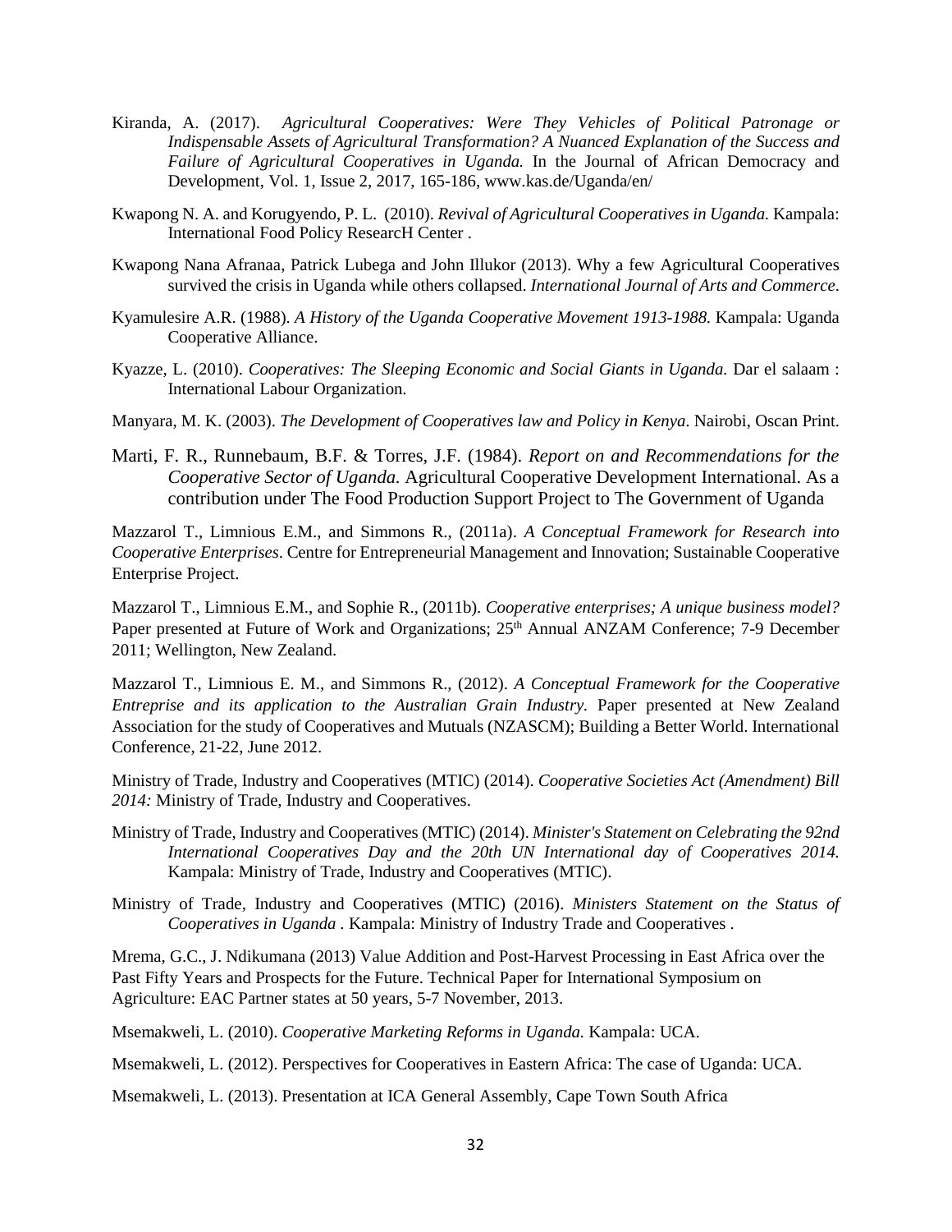Kiranda, A. (2017). *Agricultural Cooperatives: Were They Vehicles of Political Patronage or Indispensable Assets of Agricultural Transformation? A Nuanced Explanation of the Success and Failure of Agricultural Cooperatives in Uganda.* In the Journal of African Democracy and Development, Vol. 1, Issue 2, 2017, 165-186, www.kas.de/Uganda/en/

Kwapong N. A. and Korugyendo, P. L. (2010). *Revival of Agricultural Cooperatives in Uganda.* Kampala: International Food Policy ResearcH Center .

Kwapong Nana Afranaa, Patrick Lubega and John Illukor (2013). Why a few Agricultural Cooperatives survived the crisis in Uganda while others collapsed. *International Journal of Arts and Commerce*.

Kyamulesire A.R. (1988). *A History of the Uganda Cooperative Movement 1913-1988.* Kampala: Uganda Cooperative Alliance.

Kyazze, L. (2010). *Cooperatives: The Sleeping Economic and Social Giants in Uganda.* Dar el salaam : International Labour Organization.

Manyara, M. K. (2003). *The Development of Cooperatives law and Policy in Kenya*. Nairobi, Oscan Print.

Marti, F. R., Runnebaum, B.F. & Torres, J.F. (1984). *Report on and Recommendations for the Cooperative Sector of Uganda.* Agricultural Cooperative Development International. As a contribution under The Food Production Support Project to The Government of Uganda

Mazzarol T., Limnious E.M., and Simmons R., (2011a). *A Conceptual Framework for Research into Cooperative Enterprises*. Centre for Entrepreneurial Management and Innovation; Sustainable Cooperative Enterprise Project.

Mazzarol T., Limnious E.M., and Sophie R., (2011b). *Cooperative enterprises; A unique business model?* Paper presented at Future of Work and Organizations; 25th Annual ANZAM Conference; 7-9 December 2011; Wellington, New Zealand.

Mazzarol T., Limnious E. M., and Simmons R., (2012). *A Conceptual Framework for the Cooperative Entreprise and its application to the Australian Grain Industry.* Paper presented at New Zealand Association for the study of Cooperatives and Mutuals (NZASCM); Building a Better World. International Conference, 21-22, June 2012.

Ministry of Trade, Industry and Cooperatives (MTIC) (2014). *Cooperative Societies Act (Amendment) Bill 2014:* Ministry of Trade, Industry and Cooperatives.

Ministry of Trade, Industry and Cooperatives (MTIC) (2014). *Minister's Statement on Celebrating the 92nd International Cooperatives Day and the 20th UN International day of Cooperatives 2014.* Kampala: Ministry of Trade, Industry and Cooperatives (MTIC).

Ministry of Trade, Industry and Cooperatives (MTIC) (2016). *Ministers Statement on the Status of Cooperatives in Uganda* . Kampala: Ministry of Industry Trade and Cooperatives .

Mrema, G.C., J. Ndikumana (2013) Value Addition and Post-Harvest Processing in East Africa over the Past Fifty Years and Prospects for the Future. Technical Paper for International Symposium on Agriculture: EAC Partner states at 50 years, 5-7 November, 2013.

Msemakweli, L. (2010). *Cooperative Marketing Reforms in Uganda.* Kampala: UCA.

Msemakweli, L. (2012). Perspectives for Cooperatives in Eastern Africa: The case of Uganda: UCA.

Msemakweli, L. (2013). Presentation at ICA General Assembly, Cape Town South Africa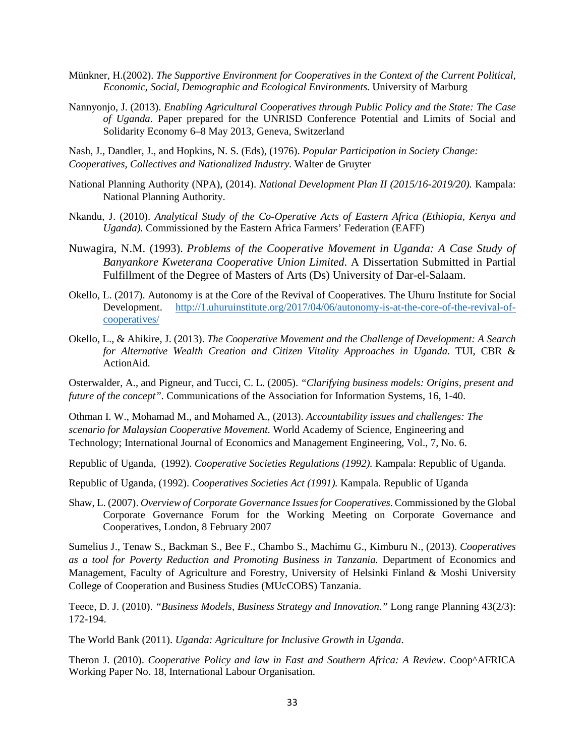Münkner, H.(2002). *The Supportive Environment for Cooperatives in the Context of the Current Political, Economic, Social, Demographic and Ecological Environments.* University of Marburg

Nannyonjo, J. (2013). *Enabling Agricultural Cooperatives through Public Policy and the State: The Case of Uganda*. Paper prepared for the UNRISD Conference Potential and Limits of Social and Solidarity Economy 6–8 May 2013, Geneva, Switzerland

Nash, J., Dandler, J., and Hopkins, N. S. (Eds), (1976). *Popular Participation in Society Change: Cooperatives, Collectives and Nationalized Industry.* Walter de Gruyter

National Planning Authority (NPA), (2014). *National Development Plan II (2015/16-2019/20).* Kampala: National Planning Authority.

Nkandu, J. (2010). *Analytical Study of the Co-Operative Acts of Eastern Africa (Ethiopia, Kenya and Uganda).* Commissioned by the Eastern Africa Farmers' Federation (EAFF)

Nuwagira, N.M. (1993). *Problems of the Cooperative Movement in Uganda: A Case Study of Banyankore Kweterana Cooperative Union Limited*. A Dissertation Submitted in Partial Fulfillment of the Degree of Masters of Arts (Ds) University of Dar-el-Salaam.

Okello, L. (2017). Autonomy is at the Core of the Revival of Cooperatives. The Uhuru Institute for Social Development. [http://1.uhuruinstitute.org/2017/04/06/autonomy-is-at-the-core-of-the-revival-of-cooperatives/](http://1.uhuruinstitute.org/2017/04/06/autonomy-is-at-the-core-of-the-revival-of-cooperatives/)

Okello, L., & Ahikire, J. (2013). *The Cooperative Movement and the Challenge of Development: A Search for Alternative Wealth Creation and Citizen Vitality Approaches in Uganda.* TUI, CBR & ActionAid.

Osterwalder, A., and Pigneur, and Tucci, C. L. (2005). *"Clarifying business models: Origins, present and future of the concept".* Communications of the Association for Information Systems, 16, 1-40.

Othman I. W., Mohamad M., and Mohamed A., (2013). *Accountability issues and challenges: The scenario for Malaysian Cooperative Movement.* World Academy of Science, Engineering and Technology; International Journal of Economics and Management Engineering, Vol., 7, No. 6.

Republic of Uganda, (1992). *Cooperative Societies Regulations (1992).* Kampala: Republic of Uganda.

Republic of Uganda, (1992). *Cooperatives Societies Act (1991).* Kampala. Republic of Uganda

Shaw, L. (2007). *Overview of Corporate Governance Issues for Cooperatives.* Commissioned by the Global Corporate Governance Forum for the Working Meeting on Corporate Governance and Cooperatives, London, 8 February 2007

Sumelius J., Tenaw S., Backman S., Bee F., Chambo S., Machimu G., Kimburu N., (2013). *Cooperatives as a tool for Poverty Reduction and Promoting Business in Tanzania.* Department of Economics and Management, Faculty of Agriculture and Forestry, University of Helsinki Finland & Moshi University College of Cooperation and Business Studies (MUcCOBS) Tanzania.

Teece, D. J. (2010). *"Business Models, Business Strategy and Innovation."* Long range Planning 43(2/3): 172-194.

The World Bank (2011). *Uganda: Agriculture for Inclusive Growth in Uganda*.

Theron J. (2010). *Cooperative Policy and law in East and Southern Africa: A Review.* Coop^AFRICA Working Paper No. 18, International Labour Organisation.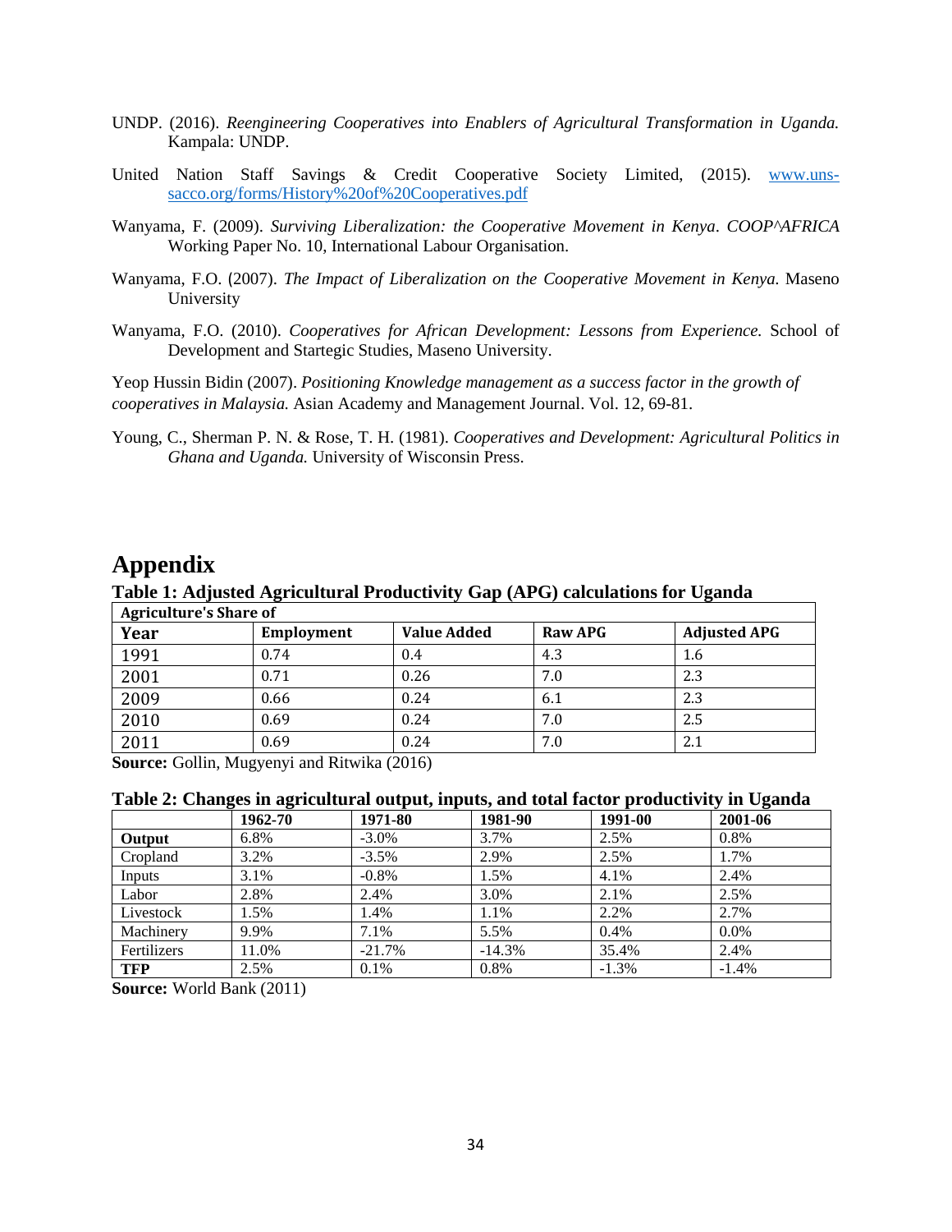UNDP. (2016). *Reengineering Cooperatives into Enablers of Agricultural Transformation in Uganda.* Kampala: UNDP.

United Nation Staff Savings & Credit Cooperative Society Limited, (2015). www.uns-sacco.org/forms/History%20of%20Cooperatives.pdf

Wanyama, F. (2009). *Surviving Liberalization: the Cooperative Movement in Kenya*. *COOP^AFRICA* Working Paper No. 10, International Labour Organisation.

Wanyama, F.O. (2007). *The Impact of Liberalization on the Cooperative Movement in Kenya.* Maseno University

Wanyama, F.O. (2010). *Cooperatives for African Development: Lessons from Experience.* School of Development and Startegic Studies, Maseno University.

Yeop Hussin Bidin (2007). *Positioning Knowledge management as a success factor in the growth of cooperatives in Malaysia.* Asian Academy and Management Journal. Vol. 12, 69-81.

Young, C., Sherman P. N. & Rose, T. H. (1981). *Cooperatives and Development: Agricultural Politics in Ghana and Uganda.* University of Wisconsin Press.

# Appendix

**Table 1: Adjusted Agricultural Productivity Gap (APG) calculations for Uganda**

| Agriculture's Share of | | | | |
|---|---|---|---|---|
| **Year** | **Employment** | **Value Added** | **Raw APG** | **Adjusted APG** |
| 1991 | 0.74 | 0.4 | 4.3 | 1.6 |
| 2001 | 0.71 | 0.26 | 7.0 | 2.3 |
| 2009 | 0.66 | 0.24 | 6.1 | 2.3 |
| 2010 | 0.69 | 0.24 | 7.0 | 2.5 |
| 2011 | 0.69 | 0.24 | 7.0 | 2.1 |

**Source:** Gollin, Mugyenyi and Ritwika (2016)

**Table 2: Changes in agricultural output, inputs, and total factor productivity in Uganda**

| | 1962-70 | 1971-80 | 1981-90 | 1991-00 | 2001-06 |
|---|---|---|---|---|---|
| **Output** | 6.8% | -3.0% | 3.7% | 2.5% | 0.8% |
| Cropland | 3.2% | -3.5% | 2.9% | 2.5% | 1.7% |
| Inputs | 3.1% | -0.8% | 1.5% | 4.1% | 2.4% |
| Labor | 2.8% | 2.4% | 3.0% | 2.1% | 2.5% |
| Livestock | 1.5% | 1.4% | 1.1% | 2.2% | 2.7% |
| Machinery | 9.9% | 7.1% | 5.5% | 0.4% | 0.0% |
| Fertilizers | 11.0% | -21.7% | -14.3% | 35.4% | 2.4% |
| **TFP** | 2.5% | 0.1% | 0.8% | -1.3% | -1.4% |

**Source:** World Bank (2011)